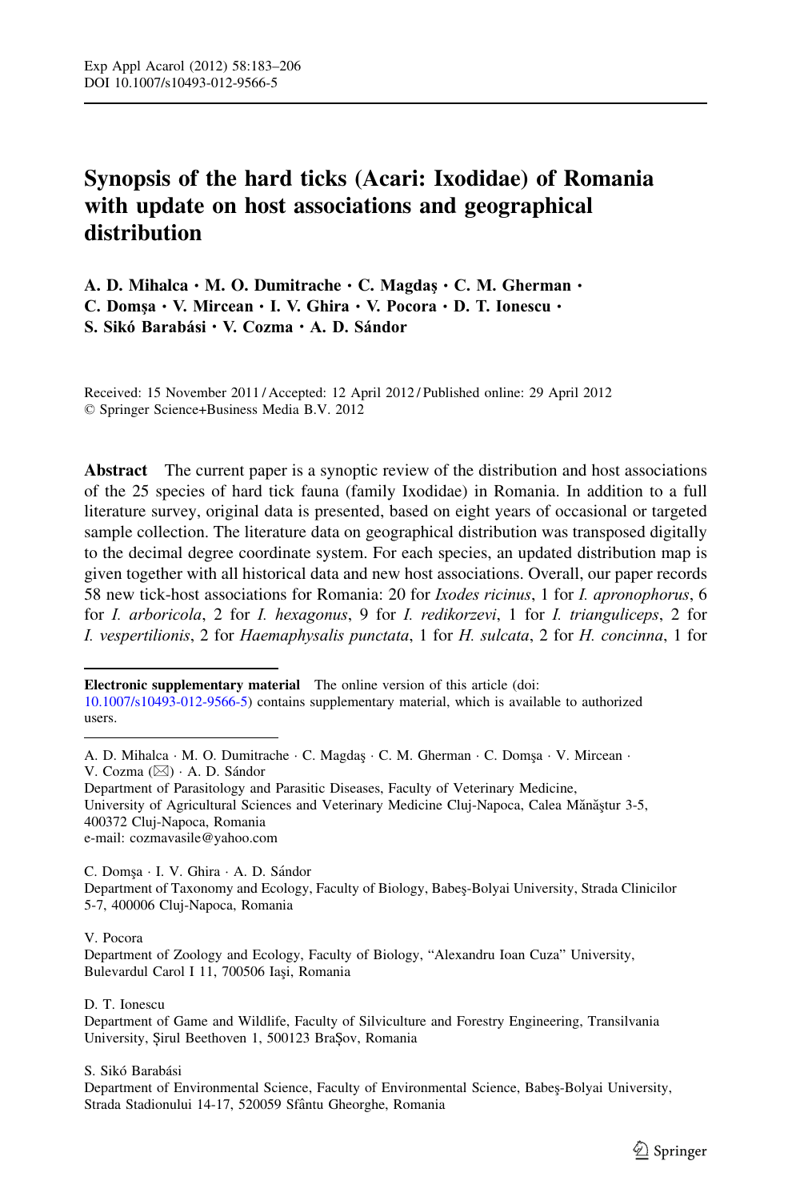# Synopsis of the hard ticks (Acari: Ixodidae) of Romania with update on host associations and geographical distribution

**A. D. Mihalca · M. O. Dumitrache · C. Magdaş · C. M. Gherman · C. Domşa · V. Mircean · I. V. Ghira · V. Pocora · D. T. Ionescu · S. Sikó Barabási · V. Cozma · A. D. Sándor**

Received: 15 November 2011 / Accepted: 12 April 2012 / Published online: 29 April 2012
© Springer Science+Business Media B.V. 2012

**Abstract** The current paper is a synoptic review of the distribution and host associations of the 25 species of hard tick fauna (family Ixodidae) in Romania. In addition to a full literature survey, original data is presented, based on eight years of occasional or targeted sample collection. The literature data on geographical distribution was transposed digitally to the decimal degree coordinate system. For each species, an updated distribution map is given together with all historical data and new host associations. Overall, our paper records 58 new tick-host associations for Romania: 20 for *Ixodes ricinus*, 1 for *I. apronophorus*, 6 for *I. arboricola*, 2 for *I. hexagonus*, 9 for *I. redikorzevi*, 1 for *I. trianguliceps*, 2 for *I. vespertilionis*, 2 for *Haemaphysalis punctata*, 1 for *H. sulcata*, 2 for *H. concinna*, 1 for

---

**Electronic supplementary material** The online version of this article (doi: 10.1007/s10493-012-9566-5) contains supplementary material, which is available to authorized users.

A. D. Mihalca · M. O. Dumitrache · C. Magdaş · C. M. Gherman · C. Domşa · V. Mircean · V. Cozma (✉) · A. D. Sándor
Department of Parasitology and Parasitic Diseases, Faculty of Veterinary Medicine, University of Agricultural Sciences and Veterinary Medicine Cluj-Napoca, Calea Mănăştur 3-5, 400372 Cluj-Napoca, Romania
e-mail: cozmavasile@yahoo.com

C. Domşa · I. V. Ghira · A. D. Sándor
Department of Taxonomy and Ecology, Faculty of Biology, Babeş-Bolyai University, Strada Clinicilor 5-7, 400006 Cluj-Napoca, Romania

V. Pocora
Department of Zoology and Ecology, Faculty of Biology, "Alexandru Ioan Cuza" University, Bulevardul Carol I 11, 700506 Iaşi, Romania

D. T. Ionescu
Department of Game and Wildlife, Faculty of Silviculture and Forestry Engineering, Transilvania University, Şirul Beethoven 1, 500123 BraŞov, Romania

S. Sikó Barabási
Department of Environmental Science, Faculty of Environmental Science, Babeş-Bolyai University, Strada Stadionului 14-17, 520059 Sfântu Gheorghe, Romania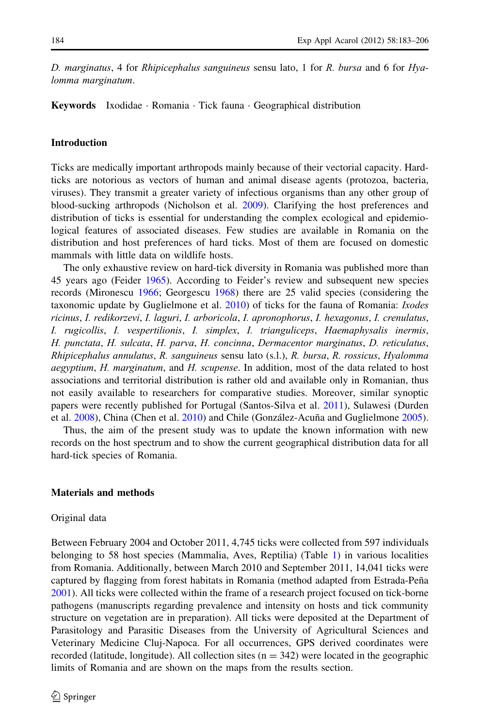*D. marginatus*, 4 for *Rhipicephalus sanguineus* sensu lato, 1 for *R. bursa* and 6 for *Hyalomma marginatum*.

**Keywords** Ixodidae · Romania · Tick fauna · Geographical distribution

## Introduction

Ticks are medically important arthropods mainly because of their vectorial capacity. Hard-ticks are notorious as vectors of human and animal disease agents (protozoa, bacteria, viruses). They transmit a greater variety of infectious organisms than any other group of blood-sucking arthropods (Nicholson et al. 2009). Clarifying the host preferences and distribution of ticks is essential for understanding the complex ecological and epidemiological features of associated diseases. Few studies are available in Romania on the distribution and host preferences of hard ticks. Most of them are focused on domestic mammals with little data on wildlife hosts.

The only exhaustive review on hard-tick diversity in Romania was published more than 45 years ago (Feider 1965). According to Feider's review and subsequent new species records (Mironescu 1966; Georgescu 1968) there are 25 valid species (considering the taxonomic update by Guglielmone et al. 2010) of ticks for the fauna of Romania: *Ixodes ricinus*, *I. redikorzevi*, *I. laguri*, *I. arboricola*, *I. apronophorus*, *I. hexagonus*, *I. crenulatus*, *I. rugicollis*, *I. vespertilionis*, *I. simplex*, *I. trianguliceps*, *Haemaphysalis inermis*, *H. punctata*, *H. sulcata*, *H. parva*, *H. concinna*, *Dermacentor marginatus*, *D. reticulatus*, *Rhipicephalus annulatus*, *R. sanguineus* sensu lato (s.l.), *R. bursa*, *R. rossicus*, *Hyalomma aegyptium*, *H. marginatum*, and *H. scupense*. In addition, most of the data related to host associations and territorial distribution is rather old and available only in Romanian, thus not easily available to researchers for comparative studies. Moreover, similar synoptic papers were recently published for Portugal (Santos-Silva et al. 2011), Sulawesi (Durden et al. 2008), China (Chen et al. 2010) and Chile (González-Acuña and Guglielmone 2005).

Thus, the aim of the present study was to update the known information with new records on the host spectrum and to show the current geographical distribution data for all hard-tick species of Romania.

## Materials and methods

### Original data

Between February 2004 and October 2011, 4,745 ticks were collected from 597 individuals belonging to 58 host species (Mammalia, Aves, Reptilia) (Table 1) in various localities from Romania. Additionally, between March 2010 and September 2011, 14,041 ticks were captured by flagging from forest habitats in Romania (method adapted from Estrada-Peña 2001). All ticks were collected within the frame of a research project focused on tick-borne pathogens (manuscripts regarding prevalence and intensity on hosts and tick community structure on vegetation are in preparation). All ticks were deposited at the Department of Parasitology and Parasitic Diseases from the University of Agricultural Sciences and Veterinary Medicine Cluj-Napoca. For all occurrences, GPS derived coordinates were recorded (latitude, longitude). All collection sites (n = 342) were located in the geographic limits of Romania and are shown on the maps from the results section.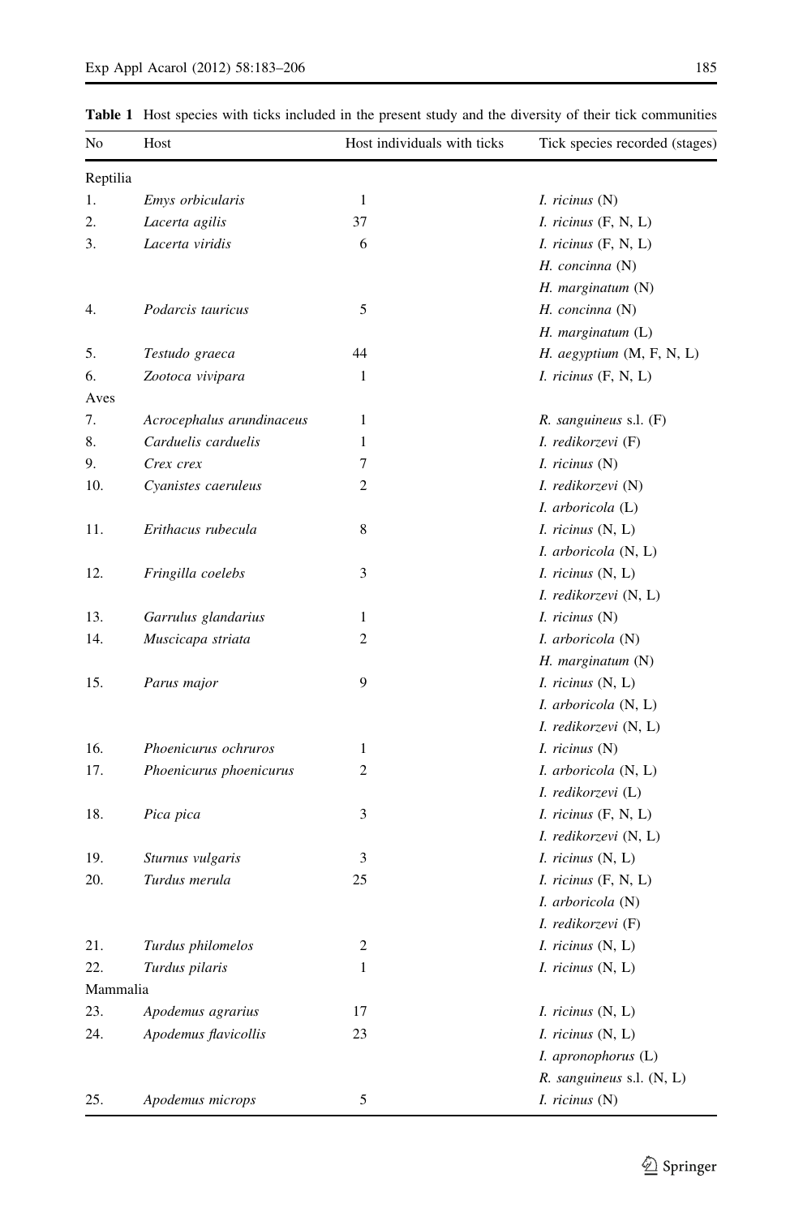**Table 1** Host species with ticks included in the present study and the diversity of their tick communities

| No | Host | Host individuals with ticks | Tick species recorded (stages) |
|---|---|---|---|
| Reptilia | | | |
| 1. | *Emys orbicularis* | 1 | *I. ricinus* (N) |
| 2. | *Lacerta agilis* | 37 | *I. ricinus* (F, N, L) |
| 3. | *Lacerta viridis* | 6 | *I. ricinus* (F, N, L) |
| | | | *H. concinna* (N) |
| | | | *H. marginatum* (N) |
| 4. | *Podarcis tauricus* | 5 | *H. concinna* (N) |
| | | | *H. marginatum* (L) |
| 5. | *Testudo graeca* | 44 | *H. aegyptium* (M, F, N, L) |
| 6. | *Zootoca vivipara* | 1 | *I. ricinus* (F, N, L) |
| Aves | | | |
| 7. | *Acrocephalus arundinaceus* | 1 | *R. sanguineus* s.l. (F) |
| 8. | *Carduelis carduelis* | 1 | *I. redikorzevi* (F) |
| 9. | *Crex crex* | 7 | *I. ricinus* (N) |
| 10. | *Cyanistes caeruleus* | 2 | *I. redikorzevi* (N) |
| | | | *I. arboricola* (L) |
| 11. | *Erithacus rubecula* | 8 | *I. ricinus* (N, L) |
| | | | *I. arboricola* (N, L) |
| 12. | *Fringilla coelebs* | 3 | *I. ricinus* (N, L) |
| | | | *I. redikorzevi* (N, L) |
| 13. | *Garrulus glandarius* | 1 | *I. ricinus* (N) |
| 14. | *Muscicapa striata* | 2 | *I. arboricola* (N) |
| | | | *H. marginatum* (N) |
| 15. | *Parus major* | 9 | *I. ricinus* (N, L) |
| | | | *I. arboricola* (N, L) |
| | | | *I. redikorzevi* (N, L) |
| 16. | *Phoenicurus ochruros* | 1 | *I. ricinus* (N) |
| 17. | *Phoenicurus phoenicurus* | 2 | *I. arboricola* (N, L) |
| | | | *I. redikorzevi* (L) |
| 18. | *Pica pica* | 3 | *I. ricinus* (F, N, L) |
| | | | *I. redikorzevi* (N, L) |
| 19. | *Sturnus vulgaris* | 3 | *I. ricinus* (N, L) |
| 20. | *Turdus merula* | 25 | *I. ricinus* (F, N, L) |
| | | | *I. arboricola* (N) |
| | | | *I. redikorzevi* (F) |
| 21. | *Turdus philomelos* | 2 | *I. ricinus* (N, L) |
| 22. | *Turdus pilaris* | 1 | *I. ricinus* (N, L) |
| Mammalia | | | |
| 23. | *Apodemus agrarius* | 17 | *I. ricinus* (N, L) |
| 24. | *Apodemus flavicollis* | 23 | *I. ricinus* (N, L) |
| | | | *I. apronophorus* (L) |
| | | | *R. sanguineus* s.l. (N, L) |
| 25. | *Apodemus microps* | 5 | *I. ricinus* (N) |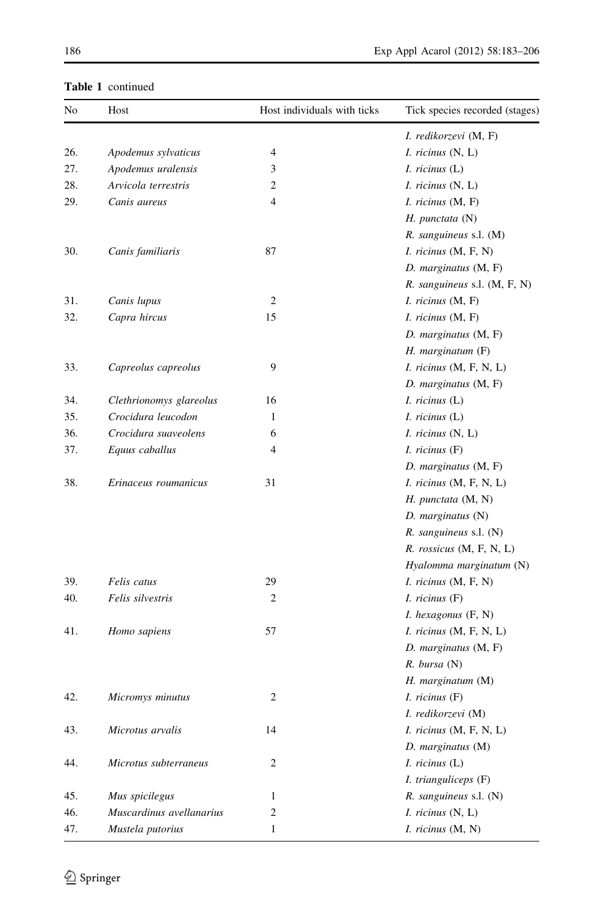**Table 1** continued

| No | Host | Host individuals with ticks | Tick species recorded (stages) |
|---|---|---|---|
| | | | *I. redikorzevi* (M, F) |
| 26. | *Apodemus sylvaticus* | 4 | *I. ricinus* (N, L) |
| 27. | *Apodemus uralensis* | 3 | *I. ricinus* (L) |
| 28. | *Arvicola terrestris* | 2 | *I. ricinus* (N, L) |
| 29. | *Canis aureus* | 4 | *I. ricinus* (M, F) |
| | | | *H. punctata* (N) |
| | | | *R. sanguineus* s.l. (M) |
| 30. | *Canis familiaris* | 87 | *I. ricinus* (M, F, N) |
| | | | *D. marginatus* (M, F) |
| | | | *R. sanguineus* s.l. (M, F, N) |
| 31. | *Canis lupus* | 2 | *I. ricinus* (M, F) |
| 32. | *Capra hircus* | 15 | *I. ricinus* (M, F) |
| | | | *D. marginatus* (M, F) |
| | | | *H. marginatum* (F) |
| 33. | *Capreolus capreolus* | 9 | *I. ricinus* (M, F, N, L) |
| | | | *D. marginatus* (M, F) |
| 34. | *Clethrionomys glareolus* | 16 | *I. ricinus* (L) |
| 35. | *Crocidura leucodon* | 1 | *I. ricinus* (L) |
| 36. | *Crocidura suaveolens* | 6 | *I. ricinus* (N, L) |
| 37. | *Equus caballus* | 4 | *I. ricinus* (F) |
| | | | *D. marginatus* (M, F) |
| 38. | *Erinaceus roumanicus* | 31 | *I. ricinus* (M, F, N, L) |
| | | | *H. punctata* (M, N) |
| | | | *D. marginatus* (N) |
| | | | *R. sanguineus* s.l. (N) |
| | | | *R. rossicus* (M, F, N, L) |
| | | | *Hyalomma marginatum* (N) |
| 39. | *Felis catus* | 29 | *I. ricinus* (M, F, N) |
| 40. | *Felis silvestris* | 2 | *I. ricinus* (F) |
| | | | *I. hexagonus* (F, N) |
| 41. | *Homo sapiens* | 57 | *I. ricinus* (M, F, N, L) |
| | | | *D. marginatus* (M, F) |
| | | | *R. bursa* (N) |
| | | | *H. marginatum* (M) |
| 42. | *Micromys minutus* | 2 | *I. ricinus* (F) |
| | | | *I. redikorzevi* (M) |
| 43. | *Microtus arvalis* | 14 | *I. ricinus* (M, F, N, L) |
| | | | *D. marginatus* (M) |
| 44. | *Microtus subterraneus* | 2 | *I. ricinus* (L) |
| | | | *I. trianguliceps* (F) |
| 45. | *Mus spicilegus* | 1 | *R. sanguineus* s.l. (N) |
| 46. | *Muscardinus avellanarius* | 2 | *I. ricinus* (N, L) |
| 47. | *Mustela putorius* | 1 | *I. ricinus* (M, N) |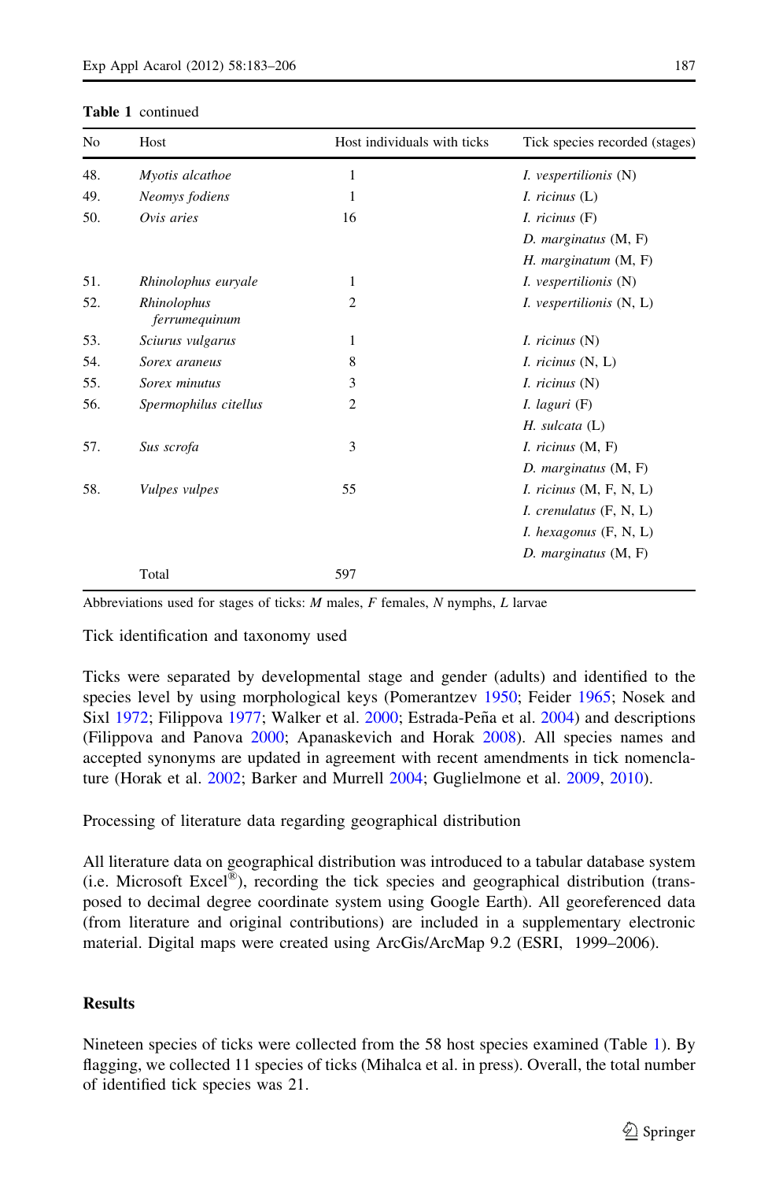**Table 1** continued

| No | Host | Host individuals with ticks | Tick species recorded (stages) |
|---|---|---|---|
| 48. | *Myotis alcathoe* | 1 | *I. vespertilionis* (N) |
| 49. | *Neomys fodiens* | 1 | *I. ricinus* (L) |
| 50. | *Ovis aries* | 16 | *I. ricinus* (F) |
| | | | *D. marginatus* (M, F) |
| | | | *H. marginatum* (M, F) |
| 51. | *Rhinolophus euryale* | 1 | *I. vespertilionis* (N) |
| 52. | *Rhinolophus ferrumequinum* | 2 | *I. vespertilionis* (N, L) |
| 53. | *Sciurus vulgarus* | 1 | *I. ricinus* (N) |
| 54. | *Sorex araneus* | 8 | *I. ricinus* (N, L) |
| 55. | *Sorex minutus* | 3 | *I. ricinus* (N) |
| 56. | *Spermophilus citellus* | 2 | *I. laguri* (F) |
| | | | *H. sulcata* (L) |
| 57. | *Sus scrofa* | 3 | *I. ricinus* (M, F) |
| | | | *D. marginatus* (M, F) |
| 58. | *Vulpes vulpes* | 55 | *I. ricinus* (M, F, N, L) |
| | | | *I. crenulatus* (F, N, L) |
| | | | *I. hexagonus* (F, N, L) |
| | | | *D. marginatus* (M, F) |
| | Total | 597 | |

Abbreviations used for stages of ticks: *M* males, *F* females, *N* nymphs, *L* larvae

### Tick identification and taxonomy used

Ticks were separated by developmental stage and gender (adults) and identified to the species level by using morphological keys (Pomerantzev 1950; Feider 1965; Nosek and Sixl 1972; Filippova 1977; Walker et al. 2000; Estrada-Peña et al. 2004) and descriptions (Filippova and Panova 2000; Apanaskevich and Horak 2008). All species names and accepted synonyms are updated in agreement with recent amendments in tick nomenclature (Horak et al. 2002; Barker and Murrell 2004; Guglielmone et al. 2009, 2010).

### Processing of literature data regarding geographical distribution

All literature data on geographical distribution was introduced to a tabular database system (i.e. Microsoft Excel®), recording the tick species and geographical distribution (transposed to decimal degree coordinate system using Google Earth). All georeferenced data (from literature and original contributions) are included in a supplementary electronic material. Digital maps were created using ArcGis/ArcMap 9.2 (ESRI, 1999–2006).

## Results

Nineteen species of ticks were collected from the 58 host species examined (Table 1). By flagging, we collected 11 species of ticks (Mihalca et al. in press). Overall, the total number of identified tick species was 21.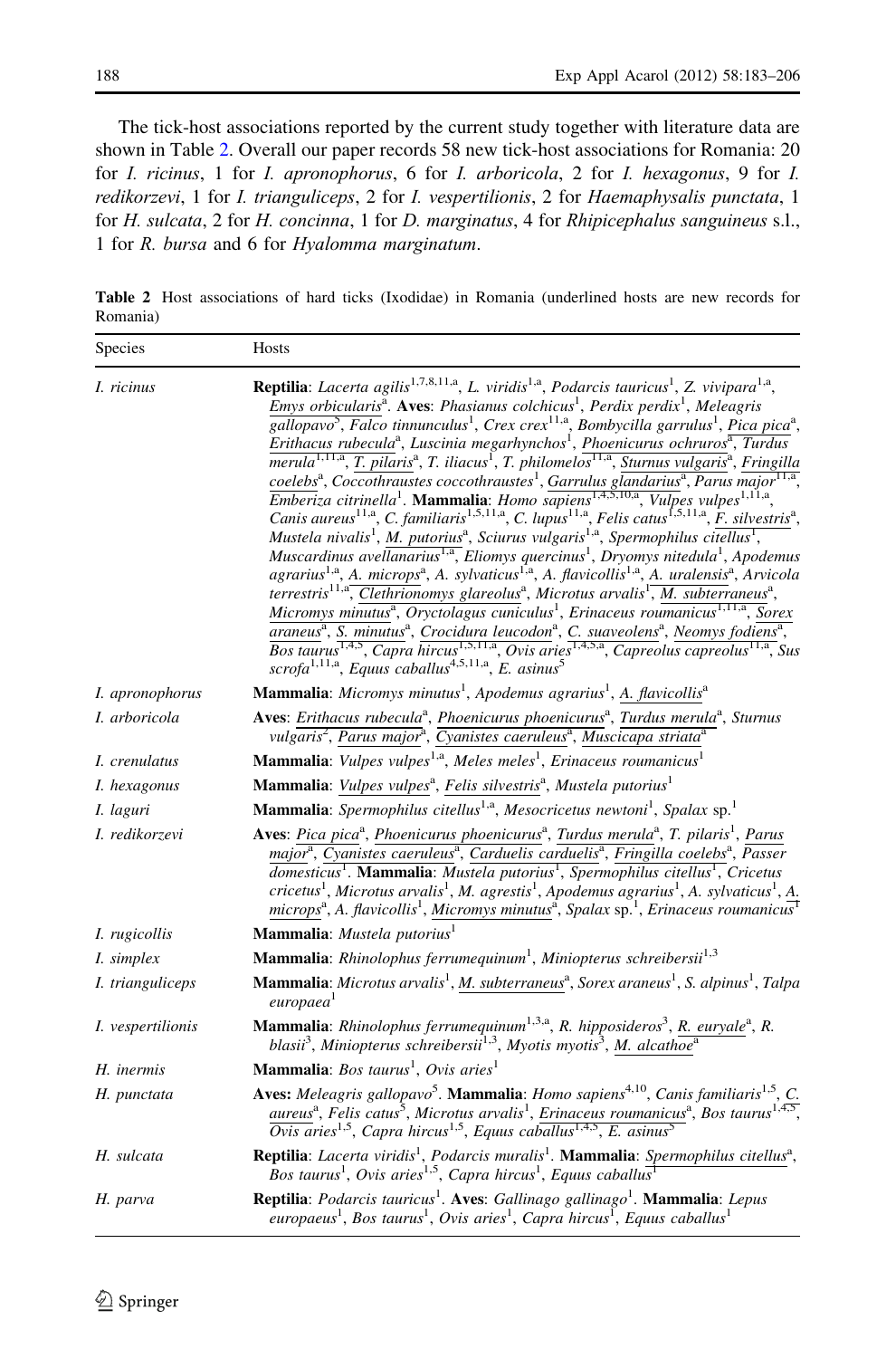The tick-host associations reported by the current study together with literature data are shown in Table 2. Overall our paper records 58 new tick-host associations for Romania: 20 for *I. ricinus*, 1 for *I. apronophorus*, 6 for *I. arboricola*, 2 for *I. hexagonus*, 9 for *I. redikorzevi*, 1 for *I. trianguliceps*, 2 for *I. vespertilionis*, 2 for *Haemaphysalis punctata*, 1 for *H. sulcata*, 2 for *H. concinna*, 1 for *D. marginatus*, 4 for *Rhipicephalus sanguineus* s.l., 1 for *R. bursa* and 6 for *Hyalomma marginatum*.

**Table 2** Host associations of hard ticks (Ixodidae) in Romania (underlined hosts are new records for Romania)

| Species | Hosts |
|---|---|
| *I. ricinus* | **Reptilia**: *Lacerta agilis*[1,7,8,11,a], *L. viridis*[1,a], *Podarcis tauricus*[1], *Z. vivipara*[1,a], <u>*Emys orbicularis*</u>[a]. **Aves**: *Phasianus colchicus*[1], *Perdix perdix*[1], *Meleagris gallopavo*[5], *Falco tinnunculus*[1], *Crex crex*[11,a], *Bombycilla garrulus*[1], <u>*Pica pica*</u>[a], <u>*Erithacus rubecula*</u>[a], *Luscinia megarhynchos*[1], <u>*Phoenicurus ochruros*</u>[a], *Turdus merula*[1,11,a], <u>*T. pilaris*</u>[a], *T. iliacus*[1], *T. philomelos*[11,a], <u>*Sturnus vulgaris*</u>[a], <u>*Fringilla coelebs*</u>[a], *Coccothraustes coccothraustes*[1], <u>*Garrulus glandarius*</u>[a], *Parus major*[11,a], *Emberiza citrinella*[1]. **Mammalia**: *Homo sapiens*[1,4,5,10,a], *Vulpes vulpes*[1,11,a], *Canis aureus*[11,a], *C. familiaris*[1,5,11,a], *C. lupus*[11,a], *Felis catus*[1,5,11,a], <u>*F. silvestris*</u>[a], *Mustela nivalis*[1], <u>*M. putorius*</u>[a], *Sciurus vulgaris*[1,a], *Spermophilus citellus*[1], *Muscardinus avellanarius*[1,a], *Eliomys quercinus*[1], *Dryomys nitedula*[1], *Apodemus agrarius*[1,a], <u>*A. microps*</u>[a], *A. sylvaticus*[1,a], *A. flavicollis*[1,a], <u>*A. uralensis*</u>[a], *Arvicola terrestris*[11,a], <u>*Clethrionomys glareolus*</u>[a], *Microtus arvalis*[1], <u>*M. subterraneus*</u>[a], <u>*Micromys minutus*</u>[a], *Oryctolagus cuniculus*[1], *Erinaceus roumanicus*[1,11,a], <u>*Sorex araneus*</u>[a], <u>*S. minutus*</u>[a], <u>*Crocidura leucodon*</u>[a], <u>*C. suaveolens*</u>[a], <u>*Neomys fodiens*</u>[a], *Bos taurus*[1,4,5], *Capra hircus*[1,5,11,a], *Ovis aries*[1,4,5,a], *Capreolus capreolus*[11,a], *Sus scrofa*[1,11,a], *Equus caballus*[4,5,11,a], *E. asinus*[5] |
| *I. apronophorus* | **Mammalia**: *Micromys minutus*[1], *Apodemus agrarius*[1], <u>*A. flavicollis*</u>[a] |
| *I. arboricola* | **Aves**: <u>*Erithacus rubecula*</u>[a], <u>*Phoenicurus phoenicurus*</u>[a], <u>*Turdus merula*</u>[a], *Sturnus vulgaris*[2], <u>*Parus major*</u>[a], <u>*Cyanistes caeruleus*</u>[a], <u>*Muscicapa striata*</u>[a] |
| *I. crenulatus* | **Mammalia**: *Vulpes vulpes*[1,a], *Meles meles*[1], *Erinaceus roumanicus*[1] |
| *I. hexagonus* | **Mammalia**: <u>*Vulpes vulpes*</u>[a], <u>*Felis silvestris*</u>[a], *Mustela putorius*[1] |
| *I. laguri* | **Mammalia**: *Spermophilus citellus*[1,a], *Mesocricetus newtoni*[1], *Spalax* sp.[1] |
| *I. redikorzevi* | **Aves**: <u>*Pica pica*</u>[a], <u>*Phoenicurus phoenicurus*</u>[a], <u>*Turdus merula*</u>[a], *T. pilaris*[1], <u>*Parus major*</u>[a], <u>*Cyanistes caeruleus*</u>[a], <u>*Carduelis carduelis*</u>[a], <u>*Fringilla coelebs*</u>[a], *Passer domesticus*[1]. **Mammalia**: *Mustela putorius*[1], *Spermophilus citellus*[1], *Cricetus cricetus*[1], *Microtus arvalis*[1], *M. agrestis*[1], *Apodemus agrarius*[1], *A. sylvaticus*[1], <u>*A. microps*</u>[a], *A. flavicollis*[1], <u>*Micromys minutus*</u>[a], *Spalax* sp.[1], *Erinaceus roumanicus*[1] |
| *I. rugicollis* | **Mammalia**: *Mustela putorius*[1] |
| *I. simplex* | **Mammalia**: *Rhinolophus ferrumequinum*[1], *Miniopterus schreibersii*[1,3] |
| *I. trianguliceps* | **Mammalia**: *Microtus arvalis*[1], <u>*M. subterraneus*</u>[a], *Sorex araneus*[1], *S. alpinus*[1], *Talpa europaea*[1] |
| *I. vespertilionis* | **Mammalia**: *Rhinolophus ferrumequinum*[1,3,a], *R. hipposideros*[3], <u>*R. euryale*</u>[a], *R. blasii*[3], *Miniopterus schreibersii*[1,3], *Myotis myotis*[3], <u>*M. alcathoe*</u>[a] |
| *H. inermis* | **Mammalia**: *Bos taurus*[1], *Ovis aries*[1] |
| *H. punctata* | **Aves:** *Meleagris gallopavo*[5]. **Mammalia**: *Homo sapiens*[4,10], *Canis familiaris*[1,5], <u>*C. aureus*</u>[a], *Felis catus*[5], *Microtus arvalis*[1], <u>*Erinaceus roumanicus*</u>[a], *Bos taurus*[1,4,5], *Ovis aries*[1,5], *Capra hircus*[1,5], *Equus caballus*[1,4,5], *E. asinus*[5] |
| *H. sulcata* | **Reptilia**: *Lacerta viridis*[1], *Podarcis muralis*[1]. **Mammalia**: <u>*Spermophilus citellus*</u>[a], *Bos taurus*[1], *Ovis aries*[1,5], *Capra hircus*[1], *Equus caballus*[1] |
| *H. parva* | **Reptilia**: *Podarcis tauricus*[1]. **Aves**: *Gallinago gallinago*[1]. **Mammalia**: *Lepus europaeus*[1], *Bos taurus*[1], *Ovis aries*[1], *Capra hircus*[1], *Equus caballus*[1] |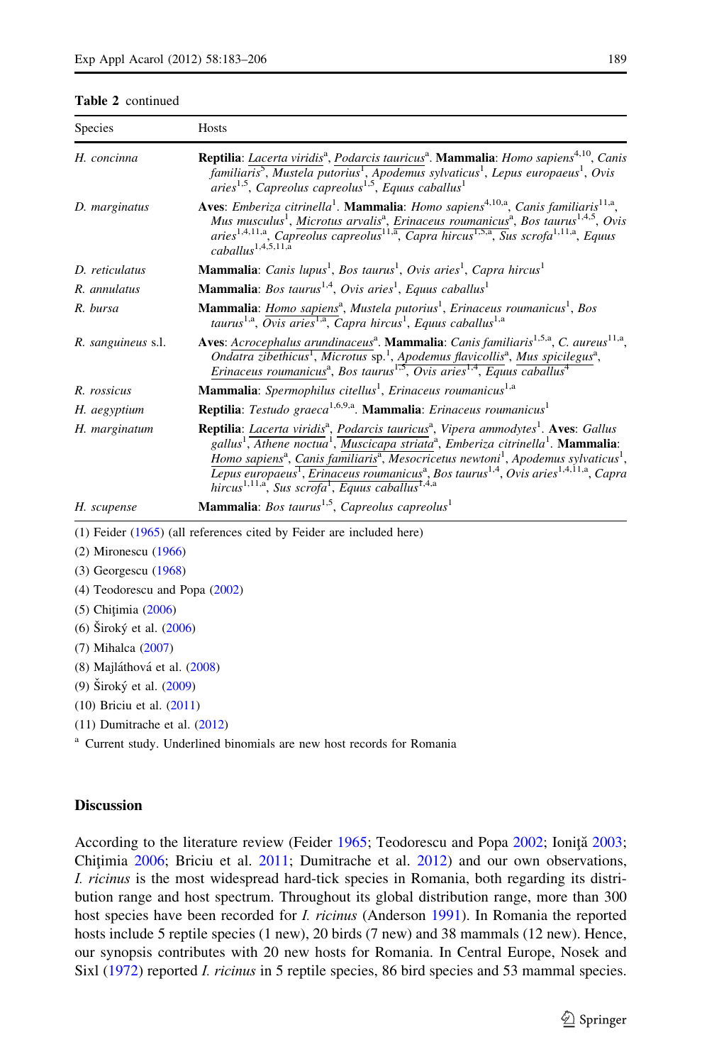**Table 2** continued

| Species | Hosts |
|---|---|
| *H. concinna* | **Reptilia**: *Lacerta viridis*[a], *Podarcis tauricus*[a]. **Mammalia**: *Homo sapiens*[4,10], *Canis familiaris*[5], *Mustela putorius*[1], *Apodemus sylvaticus*[1], *Lepus europaeus*[1], *Ovis aries*[1,5], *Capreolus capreolus*[1,5], *Equus caballus*[1] |
| *D. marginatus* | **Aves**: *Emberiza citrinella*[1]. **Mammalia**: *Homo sapiens*[4,10,a], *Canis familiaris*[11,a], *Mus musculus*[1], *Microtus arvalis*[a], *Erinaceus roumanicus*[a], *Bos taurus*[1,4,5], *Ovis aries*[1,4,11,a], *Capreolus capreolus*[11,a], *Capra hircus*[1,5,a], *Sus scrofa*[1,11,a], *Equus caballus*[1,4,5,11,a] |
| *D. reticulatus* | **Mammalia**: *Canis lupus*[1], *Bos taurus*[1], *Ovis aries*[1], *Capra hircus*[1] |
| *R. annulatus* | **Mammalia**: *Bos taurus*[1,4], *Ovis aries*[1], *Equus caballus*[1] |
| *R. bursa* | **Mammalia**: *Homo sapiens*[a], *Mustela putorius*[1], *Erinaceus roumanicus*[1], *Bos taurus*[1,a], *Ovis aries*[1,a], *Capra hircus*[1], *Equus caballus*[1,a] |
| *R. sanguineus* s.l. | **Aves**: *Acrocephalus arundinaceus*[a]. **Mammalia**: *Canis familiaris*[1,5,a], *C. aureus*[11,a], *Ondatra zibethicus*[1], *Microtus* sp.[1], *Apodemus flavicollis*[a], *Mus spicilegus*[a], *Erinaceus roumanicus*[a], *Bos taurus*[1,5], *Ovis aries*[1,4], *Equus caballus*[4] |
| *R. rossicus* | **Mammalia**: *Spermophilus citellus*[1], *Erinaceus roumanicus*[1,a] |
| *H. aegyptium* | **Reptilia**: *Testudo graeca*[1,6,9,a]. **Mammalia**: *Erinaceus roumanicus*[1] |
| *H. marginatum* | **Reptilia**: *Lacerta viridis*[a], *Podarcis tauricus*[a], *Vipera ammodytes*[1]. **Aves**: *Gallus gallus*[1], *Athene noctua*[1], *Muscicapa striata*[a], *Emberiza citrinella*[1]. **Mammalia**: *Homo sapiens*[a], *Canis familiaris*[a], *Mesocricetus newtoni*[1], *Apodemus sylvaticus*[1], *Lepus europaeus*[1], *Erinaceus roumanicus*[a], *Bos taurus*[1,4], *Ovis aries*[1,4,11,a], *Capra hircus*[1,11,a], *Sus scrofa*[1], *Equus caballus*[1,4,a] |
| *H. scupense* | **Mammalia**: *Bos taurus*[1,5], *Capreolus capreolus*[1] |

(1) Feider (1965) (all references cited by Feider are included here)

(2) Mironescu (1966)

(3) Georgescu (1968)

(4) Teodorescu and Popa (2002)

(5) Chiţimia (2006)

(6) Široký et al. (2006)

(7) Mihalca (2007)

(8) Majláthová et al. (2008)

(9) Široký et al. (2009)

(10) Briciu et al. (2011)

(11) Dumitrache et al. (2012)

[a] Current study. Underlined binomials are new host records for Romania

## Discussion

According to the literature review (Feider 1965; Teodorescu and Popa 2002; Ioniţă 2003; Chiţimia 2006; Briciu et al. 2011; Dumitrache et al. 2012) and our own observations, *I. ricinus* is the most widespread hard-tick species in Romania, both regarding its distribution range and host spectrum. Throughout its global distribution range, more than 300 host species have been recorded for *I. ricinus* (Anderson 1991). In Romania the reported hosts include 5 reptile species (1 new), 20 birds (7 new) and 38 mammals (12 new). Hence, our synopsis contributes with 20 new hosts for Romania. In Central Europe, Nosek and Sixl (1972) reported *I. ricinus* in 5 reptile species, 86 bird species and 53 mammal species.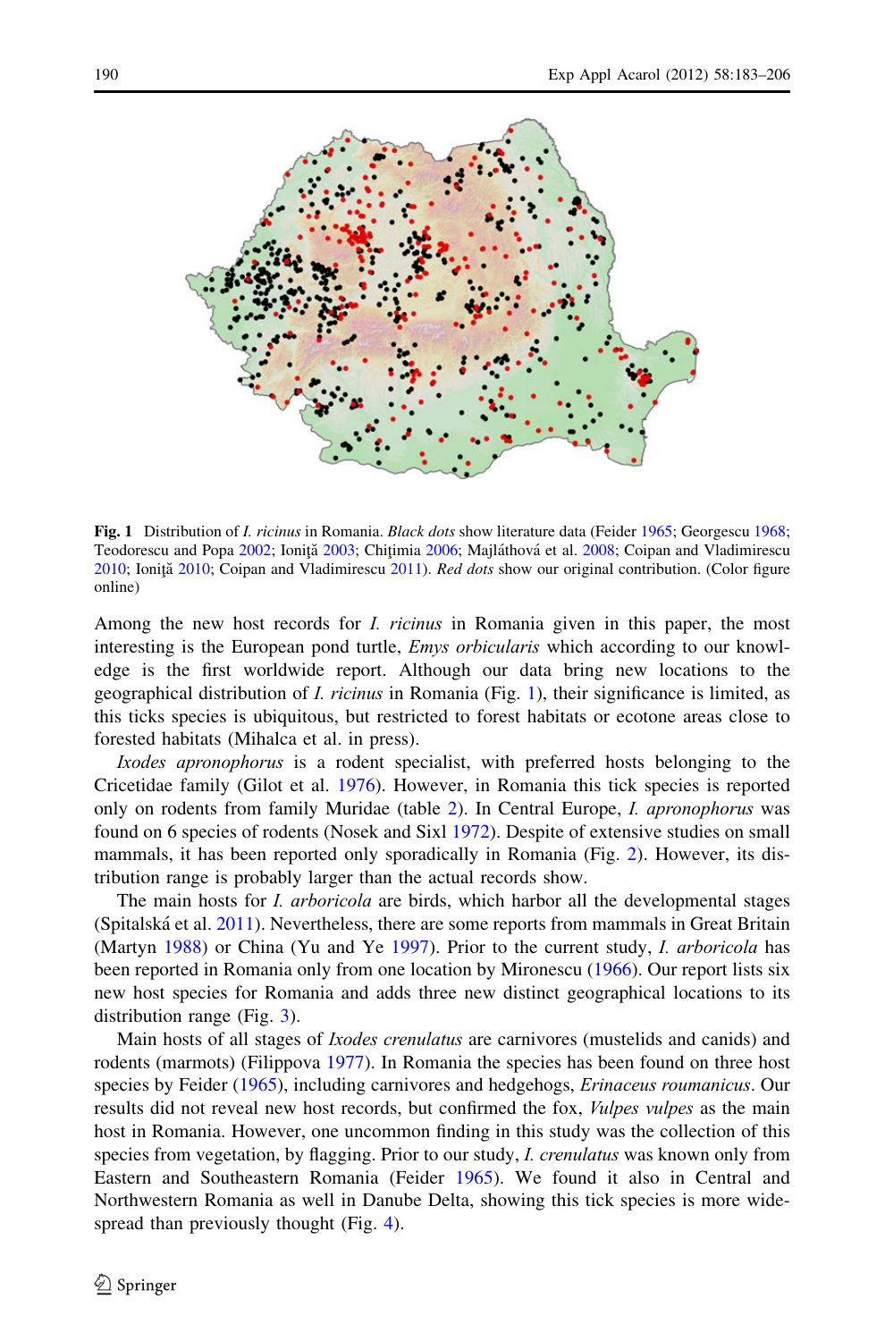**Fig. 1** Distribution of *I. ricinus* in Romania. *Black dots* show literature data (Feider 1965; Georgescu 1968; Teodorescu and Popa 2002; Ioniţă 2003; Chiţimia 2006; Majláthová et al. 2008; Coipan and Vladimirescu 2010; Ioniţă 2010; Coipan and Vladimirescu 2011). *Red dots* show our original contribution. (Color figure online)

Among the new host records for *I. ricinus* in Romania given in this paper, the most interesting is the European pond turtle, *Emys orbicularis* which according to our knowledge is the first worldwide report. Although our data bring new locations to the geographical distribution of *I. ricinus* in Romania (Fig. 1), their significance is limited, as this ticks species is ubiquitous, but restricted to forest habitats or ecotone areas close to forested habitats (Mihalca et al. in press).

*Ixodes apronophorus* is a rodent specialist, with preferred hosts belonging to the Cricetidae family (Gilot et al. 1976). However, in Romania this tick species is reported only on rodents from family Muridae (table 2). In Central Europe, *I. apronophorus* was found on 6 species of rodents (Nosek and Sixl 1972). Despite of extensive studies on small mammals, it has been reported only sporadically in Romania (Fig. 2). However, its distribution range is probably larger than the actual records show.

The main hosts for *I. arboricola* are birds, which harbor all the developmental stages (Spitalská et al. 2011). Nevertheless, there are some reports from mammals in Great Britain (Martyn 1988) or China (Yu and Ye 1997). Prior to the current study, *I. arboricola* has been reported in Romania only from one location by Mironescu (1966). Our report lists six new host species for Romania and adds three new distinct geographical locations to its distribution range (Fig. 3).

Main hosts of all stages of *Ixodes crenulatus* are carnivores (mustelids and canids) and rodents (marmots) (Filippova 1977). In Romania the species has been found on three host species by Feider (1965), including carnivores and hedgehogs, *Erinaceus roumanicus*. Our results did not reveal new host records, but confirmed the fox, *Vulpes vulpes* as the main host in Romania. However, one uncommon finding in this study was the collection of this species from vegetation, by flagging. Prior to our study, *I. crenulatus* was known only from Eastern and Southeastern Romania (Feider 1965). We found it also in Central and Northwestern Romania as well in Danube Delta, showing this tick species is more widespread than previously thought (Fig. 4).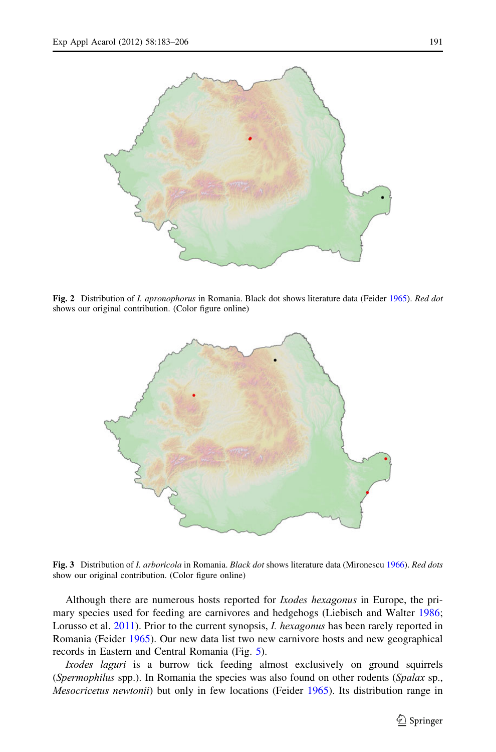**Fig. 2** Distribution of *I. apronophorus* in Romania. Black dot shows literature data (Feider 1965). *Red dot* shows our original contribution. (Color figure online)

**Fig. 3** Distribution of *I. arboricola* in Romania. *Black dot* shows literature data (Mironescu 1966). *Red dots* show our original contribution. (Color figure online)

Although there are numerous hosts reported for *Ixodes hexagonus* in Europe, the primary species used for feeding are carnivores and hedgehogs (Liebisch and Walter 1986; Lorusso et al. 2011). Prior to the current synopsis, *I. hexagonus* has been rarely reported in Romania (Feider 1965). Our new data list two new carnivore hosts and new geographical records in Eastern and Central Romania (Fig. 5).

*Ixodes laguri* is a burrow tick feeding almost exclusively on ground squirrels (*Spermophilus* spp.). In Romania the species was also found on other rodents (*Spalax* sp., *Mesocricetus newtonii*) but only in few locations (Feider 1965). Its distribution range in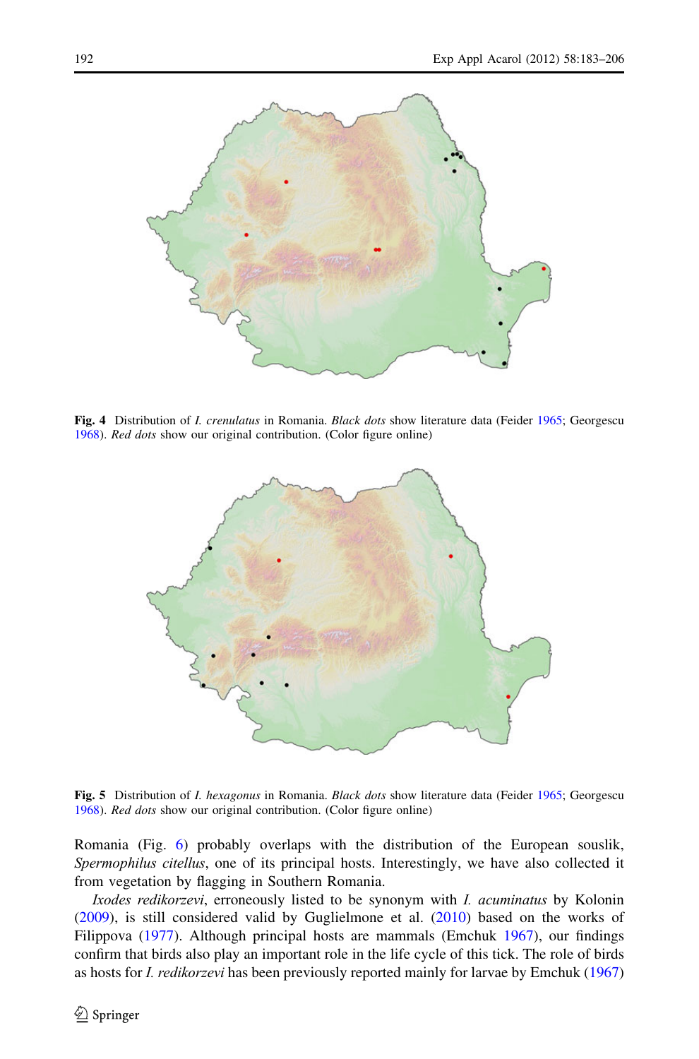**Fig. 4** Distribution of *I. crenulatus* in Romania. *Black dots* show literature data (Feider 1965; Georgescu 1968). *Red dots* show our original contribution. (Color figure online)

**Fig. 5** Distribution of *I. hexagonus* in Romania. *Black dots* show literature data (Feider 1965; Georgescu 1968). *Red dots* show our original contribution. (Color figure online)

Romania (Fig. 6) probably overlaps with the distribution of the European souslik, *Spermophilus citellus*, one of its principal hosts. Interestingly, we have also collected it from vegetation by flagging in Southern Romania.

*Ixodes redikorzevi*, erroneously listed to be synonym with *I. acuminatus* by Kolonin (2009), is still considered valid by Guglielmone et al. (2010) based on the works of Filippova (1977). Although principal hosts are mammals (Emchuk 1967), our findings confirm that birds also play an important role in the life cycle of this tick. The role of birds as hosts for *I. redikorzevi* has been previously reported mainly for larvae by Emchuk (1967)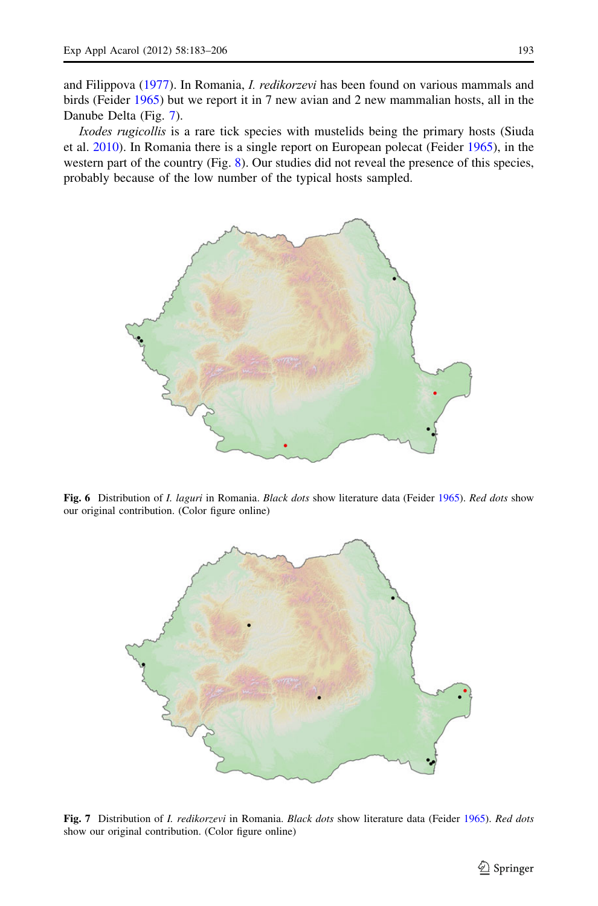and Filippova (1977). In Romania, *I. redikorzevi* has been found on various mammals and birds (Feider 1965) but we report it in 7 new avian and 2 new mammalian hosts, all in the Danube Delta (Fig. 7).

*Ixodes rugicollis* is a rare tick species with mustelids being the primary hosts (Siuda et al. 2010). In Romania there is a single report on European polecat (Feider 1965), in the western part of the country (Fig. 8). Our studies did not reveal the presence of this species, probably because of the low number of the typical hosts sampled.

**Fig. 6** Distribution of *I. laguri* in Romania. *Black dots* show literature data (Feider 1965). *Red dots* show our original contribution. (Color figure online)

**Fig. 7** Distribution of *I. redikorzevi* in Romania. *Black dots* show literature data (Feider 1965). *Red dots* show our original contribution. (Color figure online)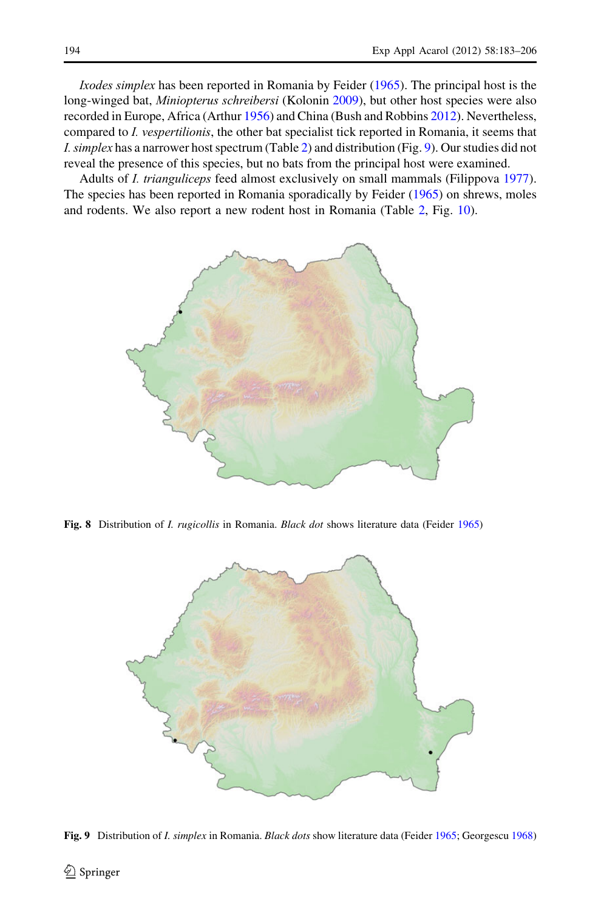*Ixodes simplex* has been reported in Romania by Feider (1965). The principal host is the long-winged bat, *Miniopterus schreibersi* (Kolonin 2009), but other host species were also recorded in Europe, Africa (Arthur 1956) and China (Bush and Robbins 2012). Nevertheless, compared to *I. vespertilionis*, the other bat specialist tick reported in Romania, it seems that *I. simplex* has a narrower host spectrum (Table 2) and distribution (Fig. 9). Our studies did not reveal the presence of this species, but no bats from the principal host were examined.

Adults of *I. trianguliceps* feed almost exclusively on small mammals (Filippova 1977). The species has been reported in Romania sporadically by Feider (1965) on shrews, moles and rodents. We also report a new rodent host in Romania (Table 2, Fig. 10).

**Fig. 8** Distribution of *I. rugicollis* in Romania. *Black dot* shows literature data (Feider 1965)

**Fig. 9** Distribution of *I. simplex* in Romania. *Black dots* show literature data (Feider 1965; Georgescu 1968)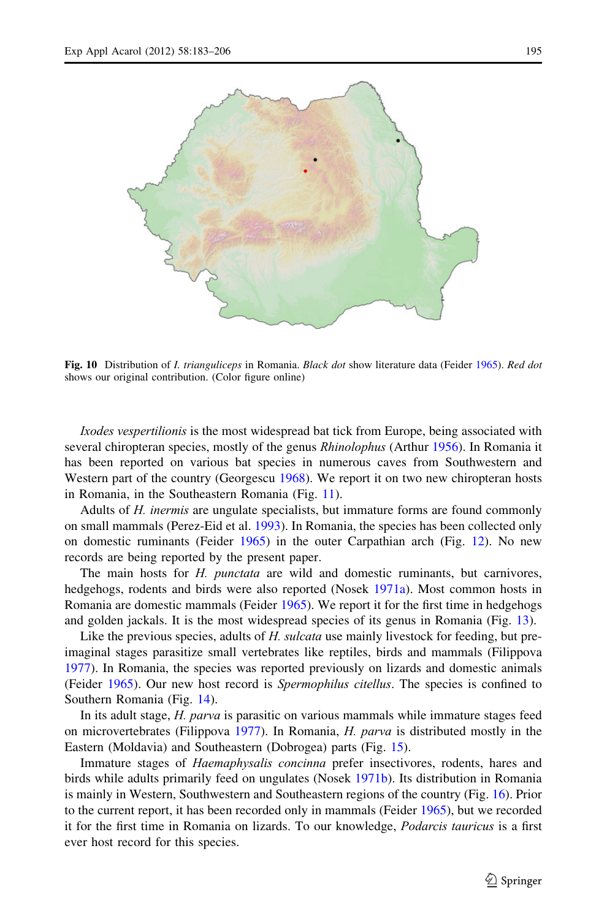**Fig. 10** Distribution of *I. trianguliceps* in Romania. *Black dot* show literature data (Feider 1965). *Red dot* shows our original contribution. (Color figure online)

*Ixodes vespertilionis* is the most widespread bat tick from Europe, being associated with several chiropteran species, mostly of the genus *Rhinolophus* (Arthur 1956). In Romania it has been reported on various bat species in numerous caves from Southwestern and Western part of the country (Georgescu 1968). We report it on two new chiropteran hosts in Romania, in the Southeastern Romania (Fig. 11).

Adults of *H. inermis* are ungulate specialists, but immature forms are found commonly on small mammals (Perez-Eid et al. 1993). In Romania, the species has been collected only on domestic ruminants (Feider 1965) in the outer Carpathian arch (Fig. 12). No new records are being reported by the present paper.

The main hosts for *H. punctata* are wild and domestic ruminants, but carnivores, hedgehogs, rodents and birds were also reported (Nosek 1971a). Most common hosts in Romania are domestic mammals (Feider 1965). We report it for the first time in hedgehogs and golden jackals. It is the most widespread species of its genus in Romania (Fig. 13).

Like the previous species, adults of *H. sulcata* use mainly livestock for feeding, but pre-imaginal stages parasitize small vertebrates like reptiles, birds and mammals (Filippova 1977). In Romania, the species was reported previously on lizards and domestic animals (Feider 1965). Our new host record is *Spermophilus citellus*. The species is confined to Southern Romania (Fig. 14).

In its adult stage, *H. parva* is parasitic on various mammals while immature stages feed on microvertebrates (Filippova 1977). In Romania, *H. parva* is distributed mostly in the Eastern (Moldavia) and Southeastern (Dobrogea) parts (Fig. 15).

Immature stages of *Haemaphysalis concinna* prefer insectivores, rodents, hares and birds while adults primarily feed on ungulates (Nosek 1971b). Its distribution in Romania is mainly in Western, Southwestern and Southeastern regions of the country (Fig. 16). Prior to the current report, it has been recorded only in mammals (Feider 1965), but we recorded it for the first time in Romania on lizards. To our knowledge, *Podarcis tauricus* is a first ever host record for this species.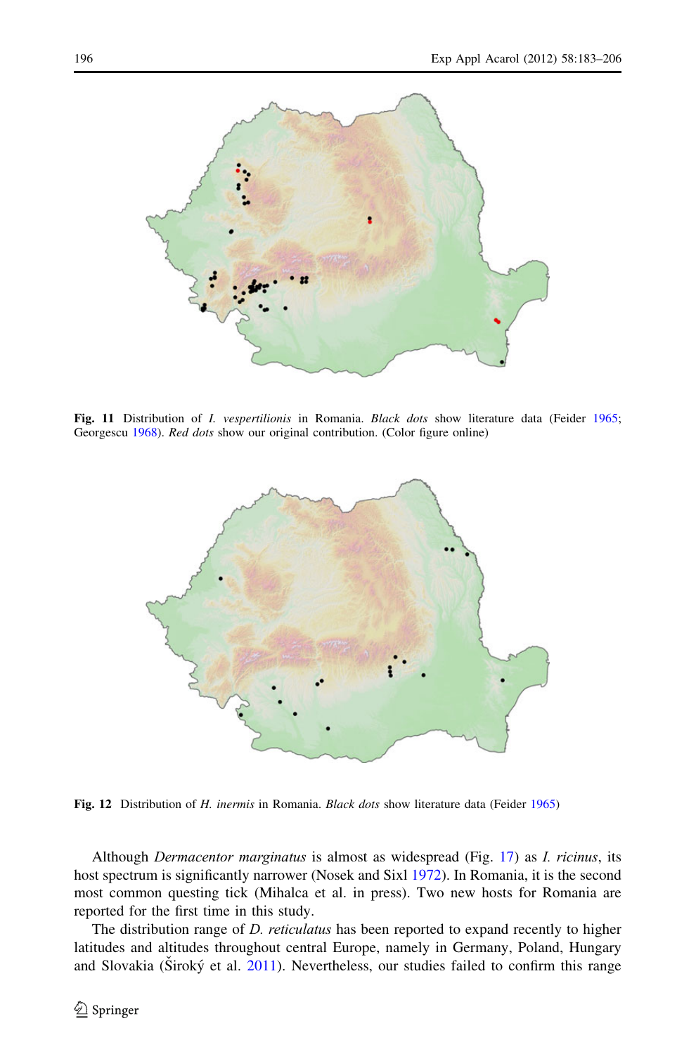**Fig. 11** Distribution of *I. vespertilionis* in Romania. *Black dots* show literature data (Feider 1965; Georgescu 1968). *Red dots* show our original contribution. (Color figure online)

**Fig. 12** Distribution of *H. inermis* in Romania. *Black dots* show literature data (Feider 1965)

Although *Dermacentor marginatus* is almost as widespread (Fig. 17) as *I. ricinus*, its host spectrum is significantly narrower (Nosek and Sixl 1972). In Romania, it is the second most common questing tick (Mihalca et al. in press). Two new hosts for Romania are reported for the first time in this study.

The distribution range of *D. reticulatus* has been reported to expand recently to higher latitudes and altitudes throughout central Europe, namely in Germany, Poland, Hungary and Slovakia (Široký et al. 2011). Nevertheless, our studies failed to confirm this range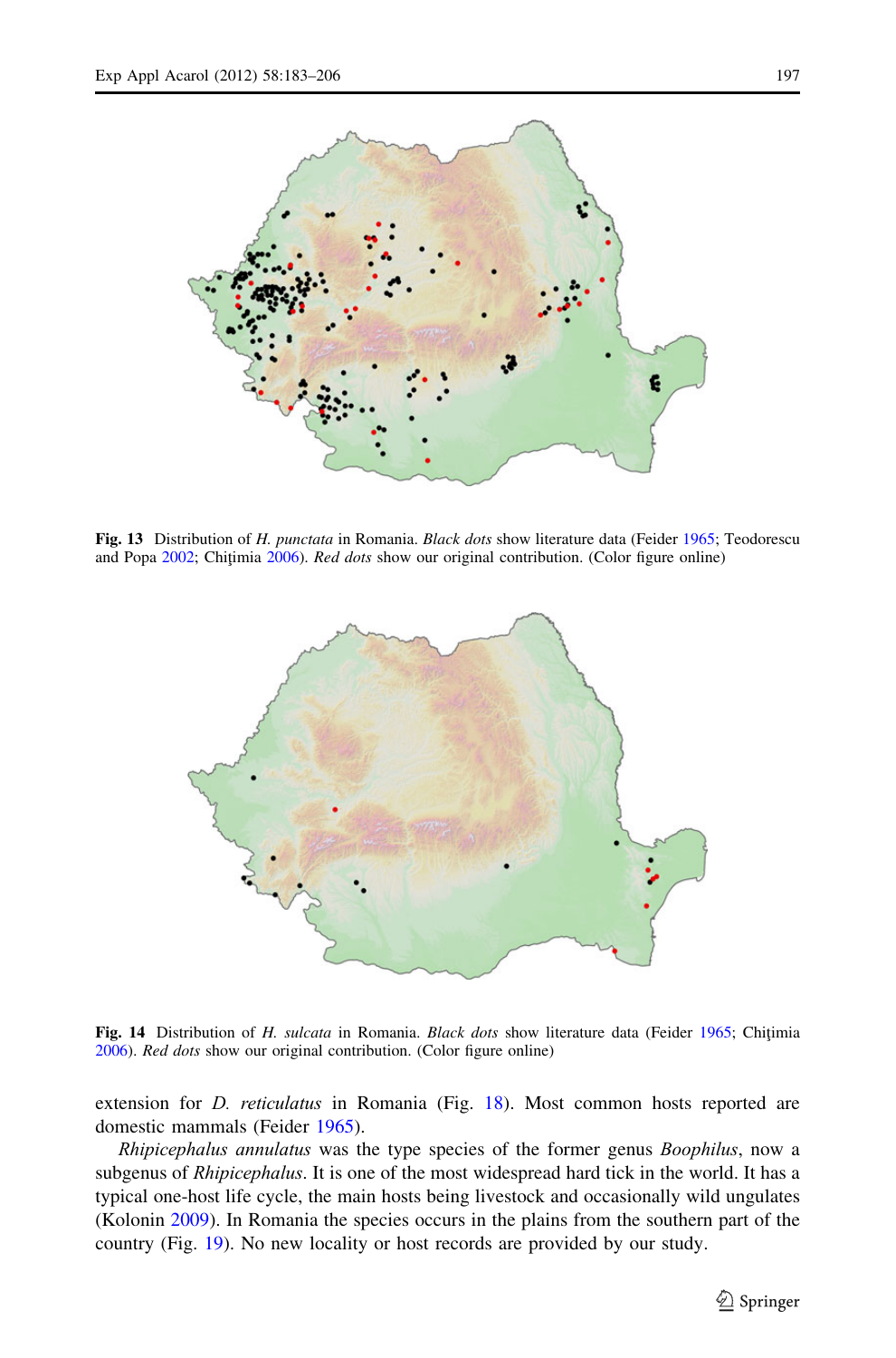**Fig. 13** Distribution of *H. punctata* in Romania. *Black dots* show literature data (Feider 1965; Teodorescu and Popa 2002; Chiţimia 2006). *Red dots* show our original contribution. (Color figure online)

**Fig. 14** Distribution of *H. sulcata* in Romania. *Black dots* show literature data (Feider 1965; Chiţimia 2006). *Red dots* show our original contribution. (Color figure online)

extension for *D. reticulatus* in Romania (Fig. 18). Most common hosts reported are domestic mammals (Feider 1965).

*Rhipicephalus annulatus* was the type species of the former genus *Boophilus*, now a subgenus of *Rhipicephalus*. It is one of the most widespread hard tick in the world. It has a typical one-host life cycle, the main hosts being livestock and occasionally wild ungulates (Kolonin 2009). In Romania the species occurs in the plains from the southern part of the country (Fig. 19). No new locality or host records are provided by our study.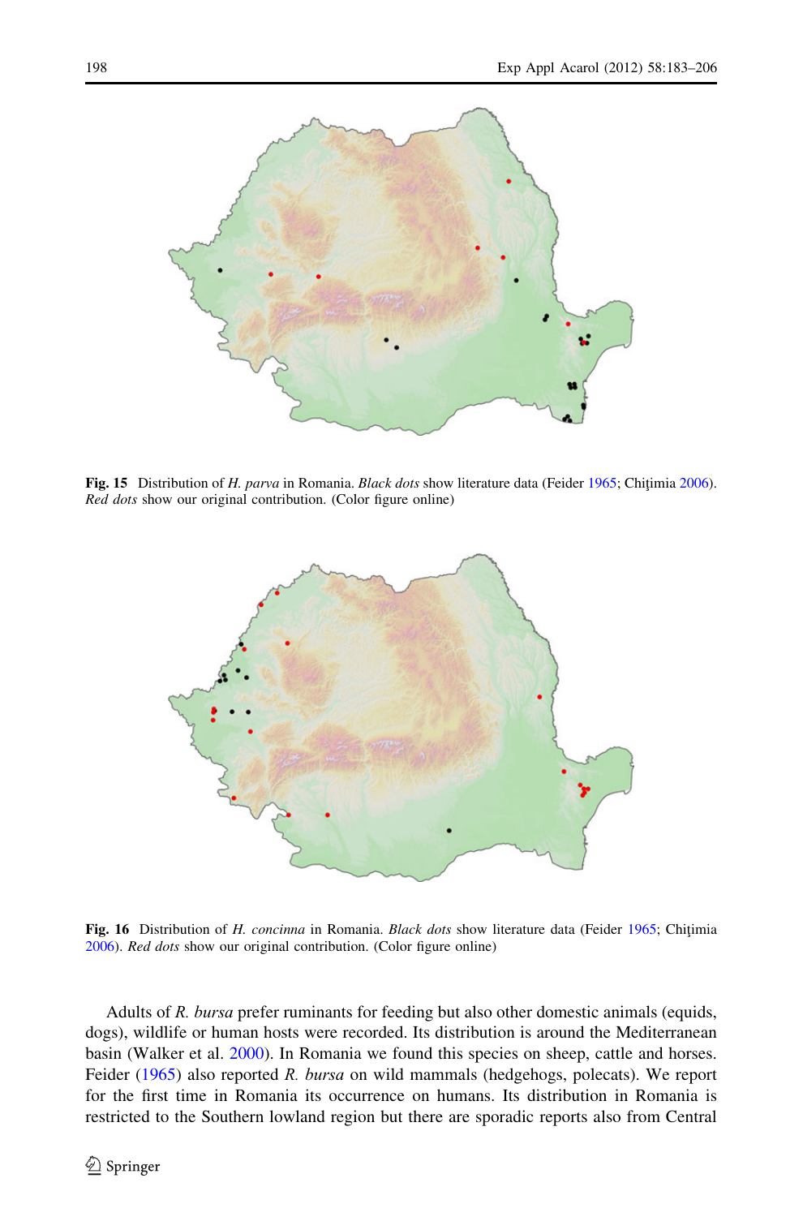**Fig. 15** Distribution of *H. parva* in Romania. *Black dots* show literature data (Feider 1965; Chiţimia 2006). *Red dots* show our original contribution. (Color figure online)

**Fig. 16** Distribution of *H. concinna* in Romania. *Black dots* show literature data (Feider 1965; Chiţimia 2006). *Red dots* show our original contribution. (Color figure online)

Adults of *R. bursa* prefer ruminants for feeding but also other domestic animals (equids, dogs), wildlife or human hosts were recorded. Its distribution is around the Mediterranean basin (Walker et al. 2000). In Romania we found this species on sheep, cattle and horses. Feider (1965) also reported *R. bursa* on wild mammals (hedgehogs, polecats). We report for the first time in Romania its occurrence on humans. Its distribution in Romania is restricted to the Southern lowland region but there are sporadic reports also from Central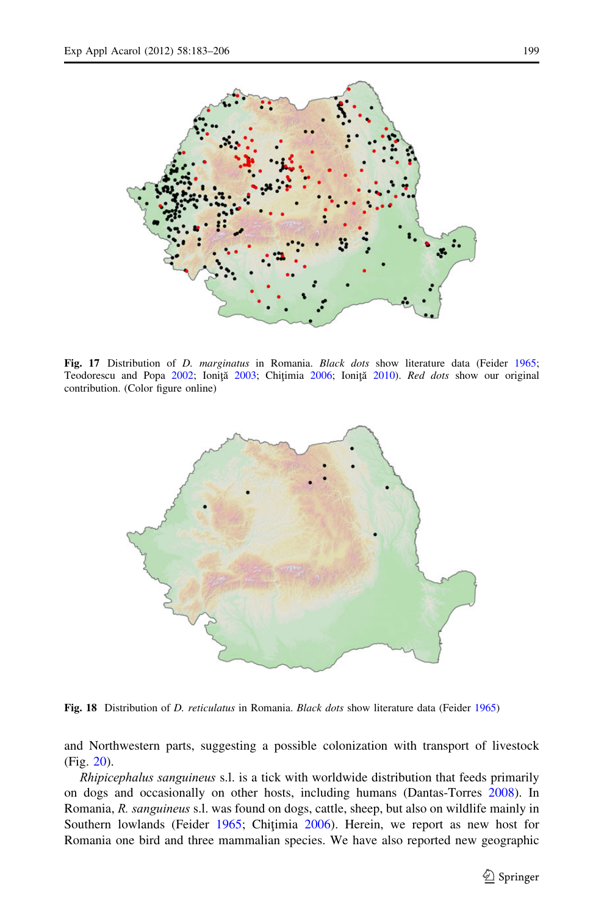**Fig. 17** Distribution of *D. marginatus* in Romania. *Black dots* show literature data (Feider 1965; Teodorescu and Popa 2002; Ioniţă 2003; Chiţimia 2006; Ioniţă 2010). *Red dots* show our original contribution. (Color figure online)

**Fig. 18** Distribution of *D. reticulatus* in Romania. *Black dots* show literature data (Feider 1965)

and Northwestern parts, suggesting a possible colonization with transport of livestock (Fig. 20).

*Rhipicephalus sanguineus* s.l. is a tick with worldwide distribution that feeds primarily on dogs and occasionally on other hosts, including humans (Dantas-Torres 2008). In Romania, *R. sanguineus* s.l. was found on dogs, cattle, sheep, but also on wildlife mainly in Southern lowlands (Feider 1965; Chiţimia 2006). Herein, we report as new host for Romania one bird and three mammalian species. We have also reported new geographic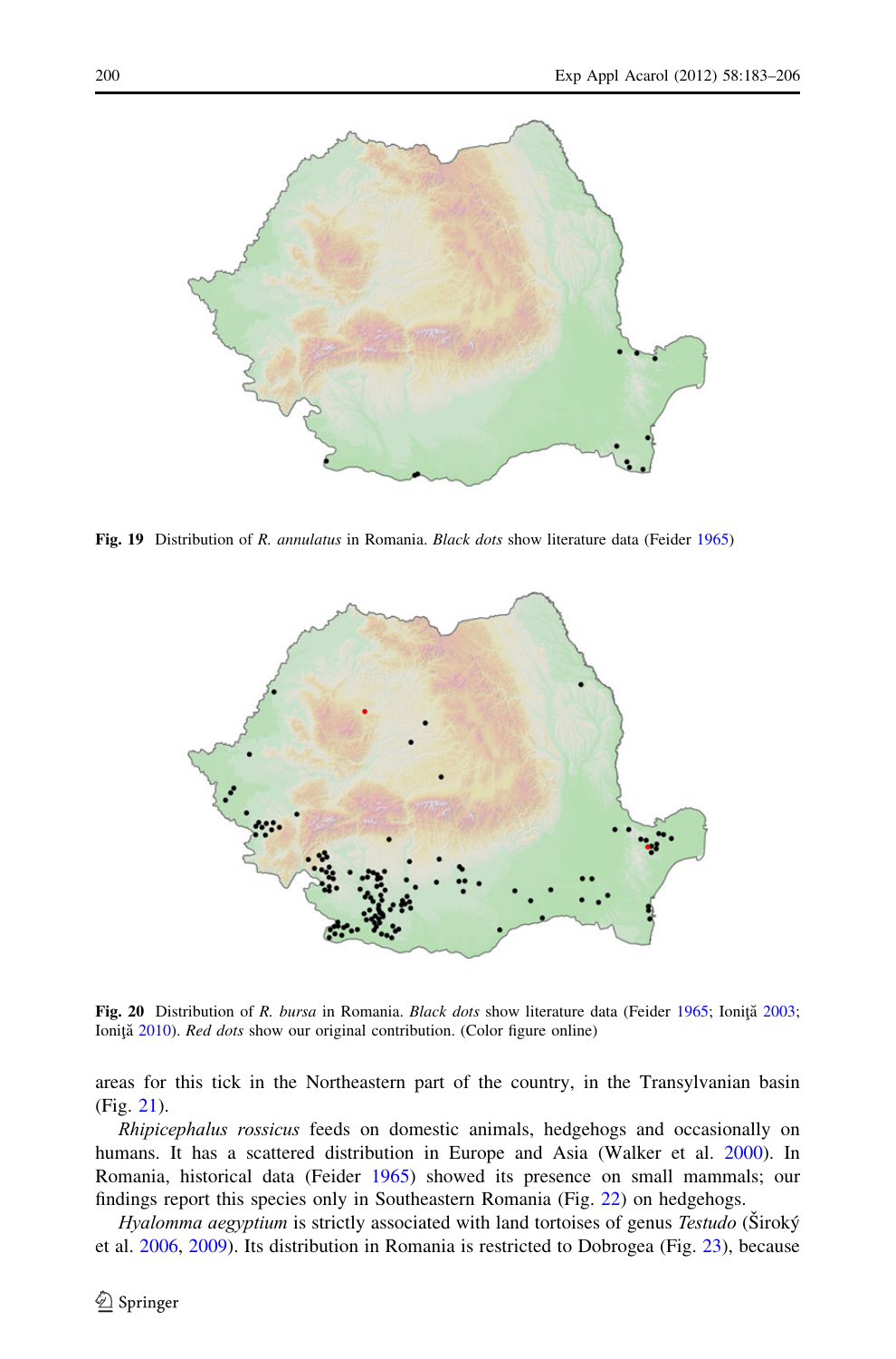Fig. 19 Distribution of *R. annulatus* in Romania. *Black dots* show literature data (Feider 1965)

Fig. 20 Distribution of *R. bursa* in Romania. *Black dots* show literature data (Feider 1965; Ioniţă 2003; Ioniţă 2010). *Red dots* show our original contribution. (Color figure online)

areas for this tick in the Northeastern part of the country, in the Transylvanian basin (Fig. 21).

*Rhipicephalus rossicus* feeds on domestic animals, hedgehogs and occasionally on humans. It has a scattered distribution in Europe and Asia (Walker et al. 2000). In Romania, historical data (Feider 1965) showed its presence on small mammals; our findings report this species only in Southeastern Romania (Fig. 22) on hedgehogs.

*Hyalomma aegyptium* is strictly associated with land tortoises of genus *Testudo* (Široký et al. 2006, 2009). Its distribution in Romania is restricted to Dobrogea (Fig. 23), because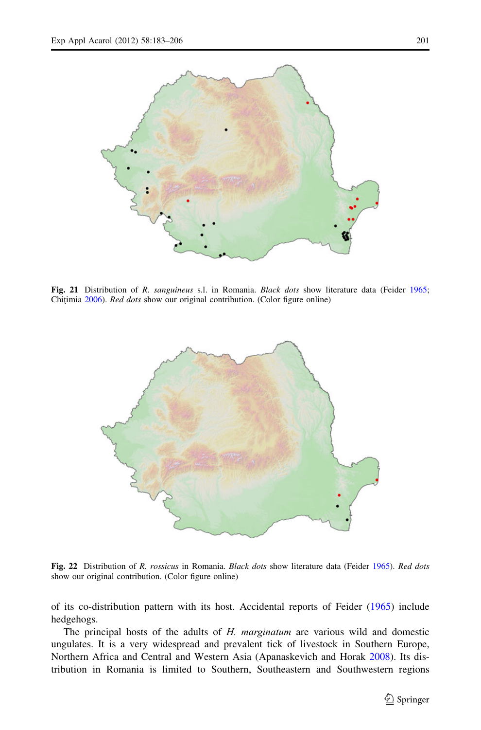**Fig. 21** Distribution of *R. sanguineus* s.l. in Romania. *Black dots* show literature data (Feider 1965; Chițimia 2006). *Red dots* show our original contribution. (Color figure online)

**Fig. 22** Distribution of *R. rossicus* in Romania. *Black dots* show literature data (Feider 1965). *Red dots* show our original contribution. (Color figure online)

of its co-distribution pattern with its host. Accidental reports of Feider (1965) include hedgehogs.

The principal hosts of the adults of *H. marginatum* are various wild and domestic ungulates. It is a very widespread and prevalent tick of livestock in Southern Europe, Northern Africa and Central and Western Asia (Apanaskevich and Horak 2008). Its distribution in Romania is limited to Southern, Southeastern and Southwestern regions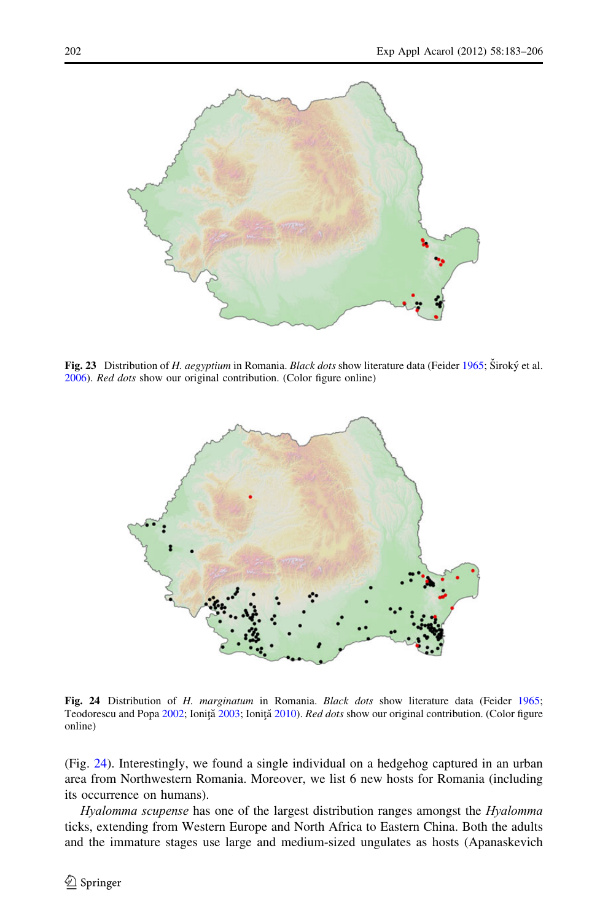**Fig. 23** Distribution of *H. aegyptium* in Romania. *Black dots* show literature data (Feider 1965; Široký et al. 2006). *Red dots* show our original contribution. (Color figure online)

**Fig. 24** Distribution of *H. marginatum* in Romania. *Black dots* show literature data (Feider 1965; Teodorescu and Popa 2002; Ioniţă 2003; Ioniţă 2010). *Red dots* show our original contribution. (Color figure online)

(Fig. 24). Interestingly, we found a single individual on a hedgehog captured in an urban area from Northwestern Romania. Moreover, we list 6 new hosts for Romania (including its occurrence on humans).

*Hyalomma scupense* has one of the largest distribution ranges amongst the *Hyalomma* ticks, extending from Western Europe and North Africa to Eastern China. Both the adults and the immature stages use large and medium-sized ungulates as hosts (Apanaskevich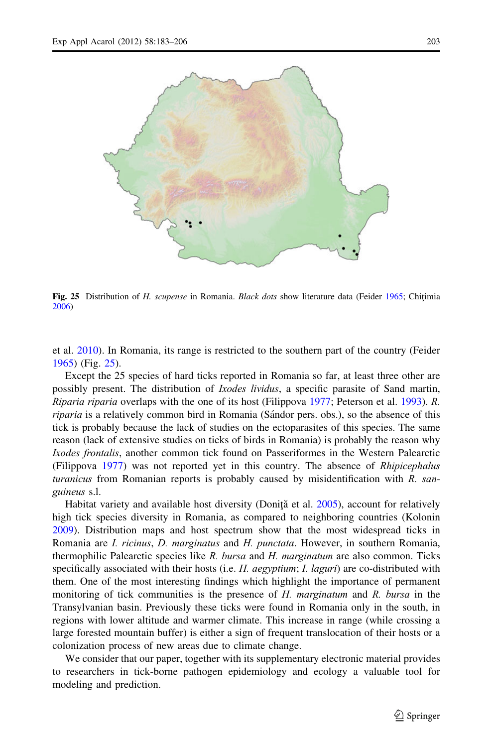**Fig. 25** Distribution of *H. scupense* in Romania. *Black dots* show literature data (Feider 1965; Chiţimia 2006)

et al. 2010). In Romania, its range is restricted to the southern part of the country (Feider 1965) (Fig. 25).

Except the 25 species of hard ticks reported in Romania so far, at least three other are possibly present. The distribution of *Ixodes lividus*, a specific parasite of Sand martin, *Riparia riparia* overlaps with the one of its host (Filippova 1977; Peterson et al. 1993). *R. riparia* is a relatively common bird in Romania (Sándor pers. obs.), so the absence of this tick is probably because the lack of studies on the ectoparasites of this species. The same reason (lack of extensive studies on ticks of birds in Romania) is probably the reason why *Ixodes frontalis*, another common tick found on Passeriformes in the Western Palearctic (Filippova 1977) was not reported yet in this country. The absence of *Rhipicephalus turanicus* from Romanian reports is probably caused by misidentification with *R. sanguineus* s.l.

Habitat variety and available host diversity (Doniţă et al. 2005), account for relatively high tick species diversity in Romania, as compared to neighboring countries (Kolonin 2009). Distribution maps and host spectrum show that the most widespread ticks in Romania are *I. ricinus*, *D. marginatus* and *H. punctata*. However, in southern Romania, thermophilic Palearctic species like *R. bursa* and *H. marginatum* are also common. Ticks specifically associated with their hosts (i.e. *H. aegyptium*; *I. laguri*) are co-distributed with them. One of the most interesting findings which highlight the importance of permanent monitoring of tick communities is the presence of *H. marginatum* and *R. bursa* in the Transylvanian basin. Previously these ticks were found in Romania only in the south, in regions with lower altitude and warmer climate. This increase in range (while crossing a large forested mountain buffer) is either a sign of frequent translocation of their hosts or a colonization process of new areas due to climate change.

We consider that our paper, together with its supplementary electronic material provides to researchers in tick-borne pathogen epidemiology and ecology a valuable tool for modeling and prediction.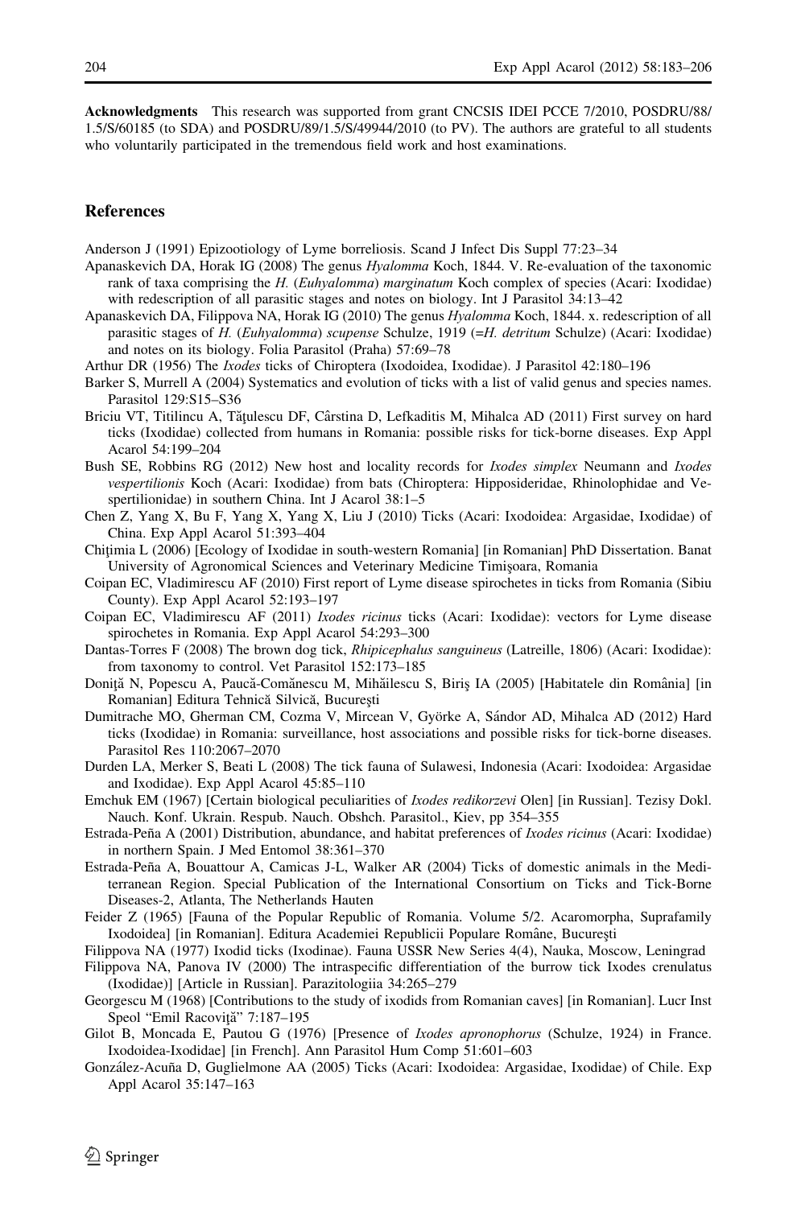**Acknowledgments** This research was supported from grant CNCSIS IDEI PCCE 7/2010, POSDRU/88/1.5/S/60185 (to SDA) and POSDRU/89/1.5/S/49944/2010 (to PV). The authors are grateful to all students who voluntarily participated in the tremendous field work and host examinations.

## References

Anderson J (1991) Epizootiology of Lyme borreliosis. Scand J Infect Dis Suppl 77:23–34

Apanaskevich DA, Horak IG (2008) The genus *Hyalomma* Koch, 1844. V. Re-evaluation of the taxonomic rank of taxa comprising the *H.* (*Euhyalomma*) *marginatum* Koch complex of species (Acari: Ixodidae) with redescription of all parasitic stages and notes on biology. Int J Parasitol 34:13–42

Apanaskevich DA, Filippova NA, Horak IG (2010) The genus *Hyalomma* Koch, 1844. x. redescription of all parasitic stages of *H.* (*Euhyalomma*) *scupense* Schulze, 1919 (=*H. detritum* Schulze) (Acari: Ixodidae) and notes on its biology. Folia Parasitol (Praha) 57:69–78

Arthur DR (1956) The *Ixodes* ticks of Chiroptera (Ixodoidea, Ixodidae). J Parasitol 42:180–196

Barker S, Murrell A (2004) Systematics and evolution of ticks with a list of valid genus and species names. Parasitol 129:S15–S36

Briciu VT, Titilincu A, Tăţulescu DF, Cârstina D, Lefkaditis M, Mihalca AD (2011) First survey on hard ticks (Ixodidae) collected from humans in Romania: possible risks for tick-borne diseases. Exp Appl Acarol 54:199–204

Bush SE, Robbins RG (2012) New host and locality records for *Ixodes simplex* Neumann and *Ixodes vespertilionis* Koch (Acari: Ixodidae) from bats (Chiroptera: Hipposideridae, Rhinolophidae and Vespertilionidae) in southern China. Int J Acarol 38:1–5

Chen Z, Yang X, Bu F, Yang X, Yang X, Liu J (2010) Ticks (Acari: Ixodoidea: Argasidae, Ixodidae) of China. Exp Appl Acarol 51:393–404

Chiţimia L (2006) [Ecology of Ixodidae in south-western Romania] [in Romanian] PhD Dissertation. Banat University of Agronomical Sciences and Veterinary Medicine Timişoara, Romania

Coipan EC, Vladimirescu AF (2010) First report of Lyme disease spirochetes in ticks from Romania (Sibiu County). Exp Appl Acarol 52:193–197

Coipan EC, Vladimirescu AF (2011) *Ixodes ricinus* ticks (Acari: Ixodidae): vectors for Lyme disease spirochetes in Romania. Exp Appl Acarol 54:293–300

Dantas-Torres F (2008) The brown dog tick, *Rhipicephalus sanguineus* (Latreille, 1806) (Acari: Ixodidae): from taxonomy to control. Vet Parasitol 152:173–185

Doniţă N, Popescu A, Paucă-Comănescu M, Mihăilescu S, Biriş IA (2005) [Habitatele din România] [in Romanian] Editura Tehnică Silvică, Bucureşti

Dumitrache MO, Gherman CM, Cozma V, Mircean V, Györke A, Sándor AD, Mihalca AD (2012) Hard ticks (Ixodidae) in Romania: surveillance, host associations and possible risks for tick-borne diseases. Parasitol Res 110:2067–2070

Durden LA, Merker S, Beati L (2008) The tick fauna of Sulawesi, Indonesia (Acari: Ixodoidea: Argasidae and Ixodidae). Exp Appl Acarol 45:85–110

Emchuk EM (1967) [Certain biological peculiarities of *Ixodes redikorzevi* Olen] [in Russian]. Tezisy Dokl. Nauch. Konf. Ukrain. Respub. Nauch. Obshch. Parasitol., Kiev, pp 354–355

Estrada-Peña A (2001) Distribution, abundance, and habitat preferences of *Ixodes ricinus* (Acari: Ixodidae) in northern Spain. J Med Entomol 38:361–370

Estrada-Peña A, Bouattour A, Camicas J-L, Walker AR (2004) Ticks of domestic animals in the Mediterranean Region. Special Publication of the International Consortium on Ticks and Tick-Borne Diseases-2, Atlanta, The Netherlands Hauten

Feider Z (1965) [Fauna of the Popular Republic of Romania. Volume 5/2. Acaromorpha, Suprafamily Ixodoidea] [in Romanian]. Editura Academiei Republicii Populare Române, Bucureşti

Filippova NA (1977) Ixodid ticks (Ixodinae). Fauna USSR New Series 4(4), Nauka, Moscow, Leningrad

Filippova NA, Panova IV (2000) The intraspecific differentiation of the burrow tick Ixodes crenulatus (Ixodidae)] [Article in Russian]. Parazitologiia 34:265–279

Georgescu M (1968) [Contributions to the study of ixodids from Romanian caves] [in Romanian]. Lucr Inst Speol "Emil Racoviţă" 7:187–195

Gilot B, Moncada E, Pautou G (1976) [Presence of *Ixodes apronophorus* (Schulze, 1924) in France. Ixodoidea-Ixodidae] [in French]. Ann Parasitol Hum Comp 51:601–603

González-Acuña D, Guglielmone AA (2005) Ticks (Acari: Ixodoidea: Argasidae, Ixodidae) of Chile. Exp Appl Acarol 35:147–163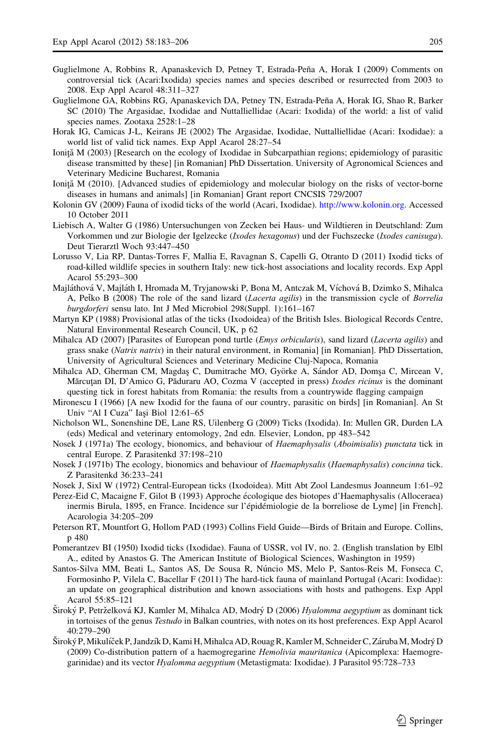Guglielmone A, Robbins R, Apanaskevich D, Petney T, Estrada-Peña A, Horak I (2009) Comments on controversial tick (Acari:Ixodida) species names and species described or resurrected from 2003 to 2008. Exp Appl Acarol 48:311–327

Guglielmone GA, Robbins RG, Apanaskevich DA, Petney TN, Estrada-Peña A, Horak IG, Shao R, Barker SC (2010) The Argasidae, Ixodidae and Nuttalliellidae (Acari: Ixodida) of the world: a list of valid species names. Zootaxa 2528:1–28

Horak IG, Camicas J-L, Keirans JE (2002) The Argasidae, Ixodidae, Nuttalliellidae (Acari: Ixodidae): a world list of valid tick names. Exp Appl Acarol 28:27–54

Ioniţă M (2003) [Research on the ecology of Ixodidae in Subcarpathian regions; epidemiology of parasitic disease transmitted by these] [in Romanian] PhD Dissertation. University of Agronomical Sciences and Veterinary Medicine Bucharest, Romania

Ioniţă M (2010). [Advanced studies of epidemiology and molecular biology on the risks of vector-borne diseases in humans and animals] [in Romanian] Grant report CNCSIS 729/2007

Kolonin GV (2009) Fauna of ixodid ticks of the world (Acari, Ixodidae). http://www.kolonin.org. Accessed 10 October 2011

Liebisch A, Walter G (1986) Untersuchungen von Zecken bei Haus- und Wildtieren in Deutschland: Zum Vorkommen und zur Biologie der Igelzecke (*Ixodes hexagonus*) und der Fuchszecke (*Ixodes canisuga*). Deut Tierarztl Woch 93:447–450

Lorusso V, Lia RP, Dantas-Torres F, Mallia E, Ravagnan S, Capelli G, Otranto D (2011) Ixodid ticks of road-killed wildlife species in southern Italy: new tick-host associations and locality records. Exp Appl Acarol 55:293–300

Majláthová V, Majláth I, Hromada M, Tryjanowski P, Bona M, Antczak M, Víchová B, Dzimko S, Mihalca A, Peťko B (2008) The role of the sand lizard (*Lacerta agilis*) in the transmission cycle of *Borrelia burgdorferi* sensu lato. Int J Med Microbiol 298(Suppl. 1):161–167

Martyn KP (1988) Provisional atlas of the ticks (Ixodoidea) of the British Isles. Biological Records Centre, Natural Environmental Research Council, UK, p 62

Mihalca AD (2007) [Parasites of European pond turtle (*Emys orbicularis*), sand lizard (*Lacerta agilis*) and grass snake (*Natrix natrix*) in their natural environment, in Romania] [in Romanian]. PhD Dissertation, University of Agricultural Sciences and Veterinary Medicine Cluj-Napoca, Romania

Mihalca AD, Gherman CM, Magdaş C, Dumitrache MO, Györke A, Sándor AD, Domşa C, Mircean V, Mărcuţan DI, D'Amico G, Păduraru AO, Cozma V (accepted in press) *Ixodes ricinus* is the dominant questing tick in forest habitats from Romania: the results from a countrywide flagging campaign

Mironescu I (1966) [A new Ixodid for the fauna of our country, parasitic on birds] [in Romanian]. An St Univ "Al I Cuza" Iaşi Biol 12:61–65

Nicholson WL, Sonenshine DE, Lane RS, Uilenberg G (2009) Ticks (Ixodida). In: Mullen GR, Durden LA (eds) Medical and veterinary entomology, 2nd edn. Elsevier, London, pp 483–542

Nosek J (1971a) The ecology, bionomics, and behaviour of *Haemaphysalis* (*Aboimisalis*) *punctata* tick in central Europe. Z Parasitenkd 37:198–210

Nosek J (1971b) The ecology, bionomics and behaviour of *Haemaphysalis* (*Haemaphysalis*) *concinna* tick. Z Parasitenkd 36:233–241

Nosek J, Sixl W (1972) Central-European ticks (Ixodoidea). Mitt Abt Zool Landesmus Joanneum 1:61–92

Perez-Eid C, Macaigne F, Gilot B (1993) Approche écologique des biotopes d'Haemaphysalis (Alloceraea) inermis Birula, 1895, en France. Incidence sur l'épidémiologie de la borreliose de Lyme] [in French]. Acarologia 34:205–209

Peterson RT, Mountfort G, Hollom PAD (1993) Collins Field Guide—Birds of Britain and Europe. Collins, p 480

Pomerantzev BI (1950) Ixodid ticks (Ixodidae). Fauna of USSR, vol IV, no. 2. (English translation by Elbl A., edited by Anastos G. The American Institute of Biological Sciences, Washington in 1959)

Santos-Silva MM, Beati L, Santos AS, De Sousa R, Núncio MS, Melo P, Santos-Reis M, Fonseca C, Formosinho P, Vilela C, Bacellar F (2011) The hard-tick fauna of mainland Portugal (Acari: Ixodidae): an update on geographical distribution and known associations with hosts and pathogens. Exp Appl Acarol 55:85–121

Široký P, Petrželková KJ, Kamler M, Mihalca AD, Modrý D (2006) *Hyalomma aegyptium* as dominant tick in tortoises of the genus *Testudo* in Balkan countries, with notes on its host preferences. Exp Appl Acarol 40:279–290

Široký P, Mikulíček P, Jandzík D, Kami H, Mihalca AD, Rouag R, Kamler M, Schneider C, Záruba M, Modrý D (2009) Co-distribution pattern of a haemogregarine *Hemolivia mauritanica* (Apicomplexa: Haemogregarinidae) and its vector *Hyalomma aegyptium* (Metastigmata: Ixodidae). J Parasitol 95:728–733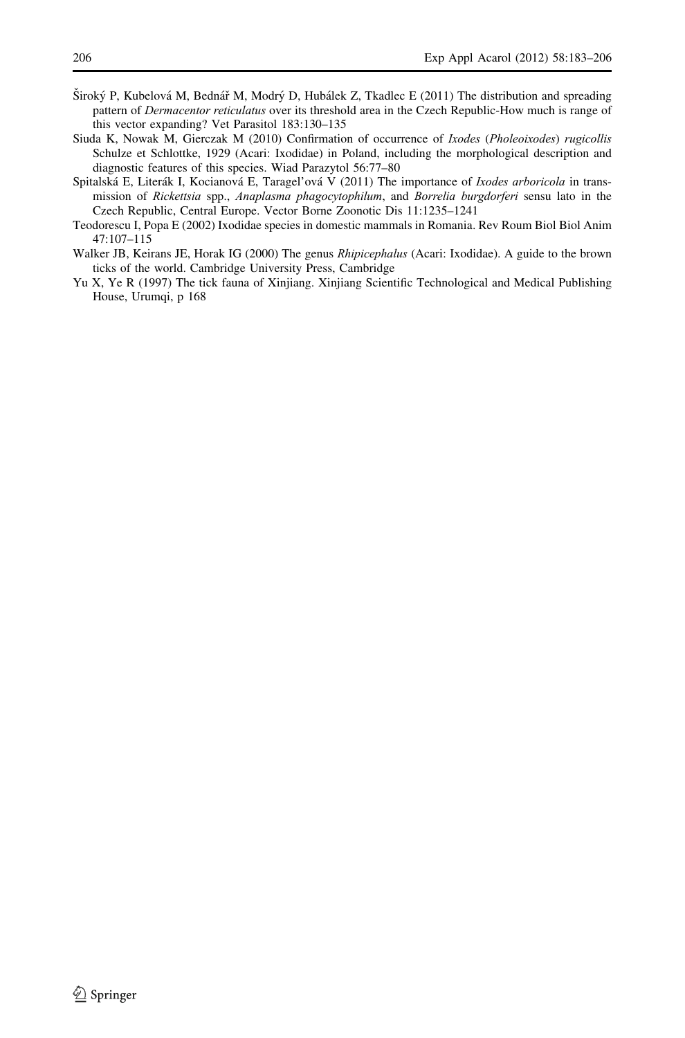Široký P, Kubelová M, Bednář M, Modrý D, Hubálek Z, Tkadlec E (2011) The distribution and spreading pattern of *Dermacentor reticulatus* over its threshold area in the Czech Republic-How much is range of this vector expanding? Vet Parasitol 183:130–135

Siuda K, Nowak M, Gierczak M (2010) Confirmation of occurrence of *Ixodes* (*Pholeoixodes*) *rugicollis* Schulze et Schlottke, 1929 (Acari: Ixodidae) in Poland, including the morphological description and diagnostic features of this species. Wiad Parazytol 56:77–80

Spitalská E, Literák I, Kocianová E, Taragel'ová V (2011) The importance of *Ixodes arboricola* in transmission of *Rickettsia* spp., *Anaplasma phagocytophilum*, and *Borrelia burgdorferi* sensu lato in the Czech Republic, Central Europe. Vector Borne Zoonotic Dis 11:1235–1241

Teodorescu I, Popa E (2002) Ixodidae species in domestic mammals in Romania. Rev Roum Biol Biol Anim 47:107–115

Walker JB, Keirans JE, Horak IG (2000) The genus *Rhipicephalus* (Acari: Ixodidae). A guide to the brown ticks of the world. Cambridge University Press, Cambridge

Yu X, Ye R (1997) The tick fauna of Xinjiang. Xinjiang Scientific Technological and Medical Publishing House, Urumqi, p 168